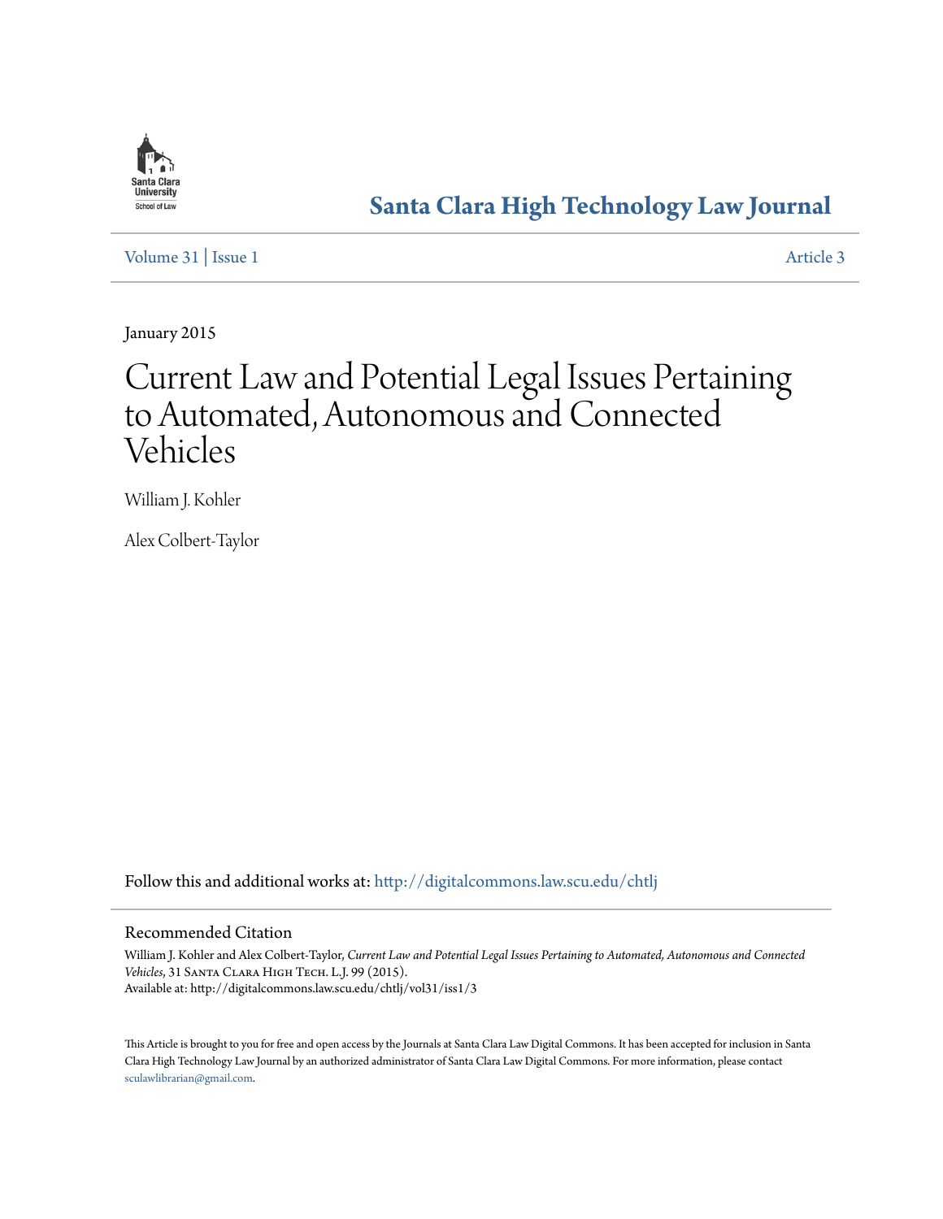Santa Clara University School of Law

# Santa Clara High Technology Law Journal

Volume 31 | Issue 1 — Article 3

January 2015

# Current Law and Potential Legal Issues Pertaining to Automated, Autonomous and Connected Vehicles

William J. Kohler

Alex Colbert-Taylor

Follow this and additional works at: http://digitalcommons.law.scu.edu/chtlj

## Recommended Citation

William J. Kohler and Alex Colbert-Taylor, *Current Law and Potential Legal Issues Pertaining to Automated, Autonomous and Connected Vehicles*, 31 Santa Clara High Tech. L.J. 99 (2015).
Available at: http://digitalcommons.law.scu.edu/chtlj/vol31/iss1/3

This Article is brought to you for free and open access by the Journals at Santa Clara Law Digital Commons. It has been accepted for inclusion in Santa Clara High Technology Law Journal by an authorized administrator of Santa Clara Law Digital Commons. For more information, please contact sculawlibrarian@gmail.com.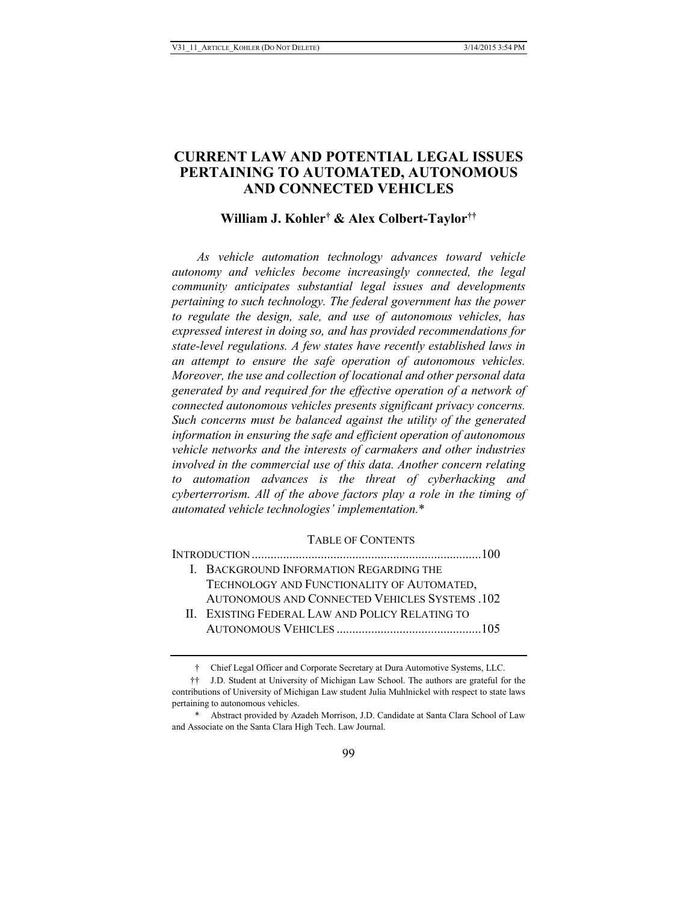# CURRENT LAW AND POTENTIAL LEGAL ISSUES PERTAINING TO AUTOMATED, AUTONOMOUS AND CONNECTED VEHICLES

**William J. Kohler[†] & Alex Colbert-Taylor[††]**

*As vehicle automation technology advances toward vehicle autonomy and vehicles become increasingly connected, the legal community anticipates substantial legal issues and developments pertaining to such technology. The federal government has the power to regulate the design, sale, and use of autonomous vehicles, has expressed interest in doing so, and has provided recommendations for state-level regulations. A few states have recently established laws in an attempt to ensure the safe operation of autonomous vehicles. Moreover, the use and collection of locational and other personal data generated by and required for the effective operation of a network of connected autonomous vehicles presents significant privacy concerns. Such concerns must be balanced against the utility of the generated information in ensuring the safe and efficient operation of autonomous vehicle networks and the interests of carmakers and other industries involved in the commercial use of this data. Another concern relating to automation advances is the threat of cyberhacking and cyberterrorism. All of the above factors play a role in the timing of automated vehicle technologies' implementation.*[*]

TABLE OF CONTENTS

INTRODUCTION ......................................................................... 100

I. BACKGROUND INFORMATION REGARDING THE TECHNOLOGY AND FUNCTIONALITY OF AUTOMATED, AUTONOMOUS AND CONNECTED VEHICLES SYSTEMS . 102

II. EXISTING FEDERAL LAW AND POLICY RELATING TO AUTONOMOUS VEHICLES .............................................. 105

---

[†] Chief Legal Officer and Corporate Secretary at Dura Automotive Systems, LLC.

[††] J.D. Student at University of Michigan Law School. The authors are grateful for the contributions of University of Michigan Law student Julia Muhlnickel with respect to state laws pertaining to autonomous vehicles.

[*] Abstract provided by Azadeh Morrison, J.D. Candidate at Santa Clara School of Law and Associate on the Santa Clara High Tech. Law Journal.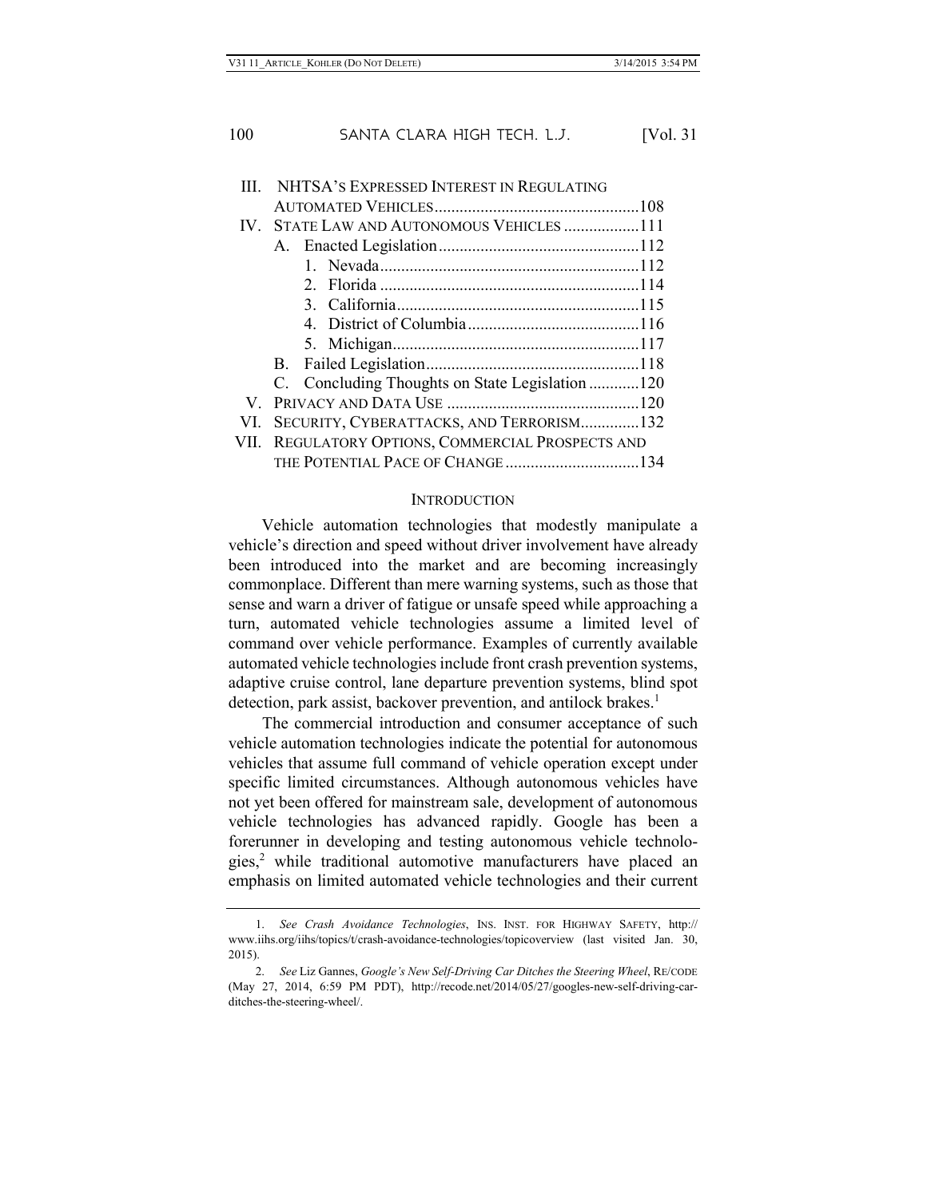III. NHTSA'S EXPRESSED INTEREST IN REGULATING AUTOMATED VEHICLES .......... 108

IV. STATE LAW AND AUTONOMOUS VEHICLES .......... 111

- A. Enacted Legislation .......... 112
  1. Nevada .......... 112
  2. Florida .......... 114
  3. California .......... 115
  4. District of Columbia .......... 116
  5. Michigan .......... 117
- B. Failed Legislation .......... 118
- C. Concluding Thoughts on State Legislation .......... 120

V. PRIVACY AND DATA USE .......... 120

VI. SECURITY, CYBERATTACKS, AND TERRORISM .......... 132

VII. REGULATORY OPTIONS, COMMERCIAL PROSPECTS AND THE POTENTIAL PACE OF CHANGE .......... 134

## INTRODUCTION

Vehicle automation technologies that modestly manipulate a vehicle's direction and speed without driver involvement have already been introduced into the market and are becoming increasingly commonplace. Different than mere warning systems, such as those that sense and warn a driver of fatigue or unsafe speed while approaching a turn, automated vehicle technologies assume a limited level of command over vehicle performance. Examples of currently available automated vehicle technologies include front crash prevention systems, adaptive cruise control, lane departure prevention systems, blind spot detection, park assist, backover prevention, and antilock brakes.[1]

The commercial introduction and consumer acceptance of such vehicle automation technologies indicate the potential for autonomous vehicles that assume full command of vehicle operation except under specific limited circumstances. Although autonomous vehicles have not yet been offered for mainstream sale, development of autonomous vehicle technologies has advanced rapidly. Google has been a forerunner in developing and testing autonomous vehicle technologies,[2] while traditional automotive manufacturers have placed an emphasis on limited automated vehicle technologies and their current

---

1. *See Crash Avoidance Technologies*, INS. INST. FOR HIGHWAY SAFETY, http://www.iihs.org/iihs/topics/t/crash-avoidance-technologies/topicoverview (last visited Jan. 30, 2015).

2. *See* Liz Gannes, *Google's New Self-Driving Car Ditches the Steering Wheel*, RE/CODE (May 27, 2014, 6:59 PM PDT), http://recode.net/2014/05/27/googles-new-self-driving-car-ditches-the-steering-wheel/.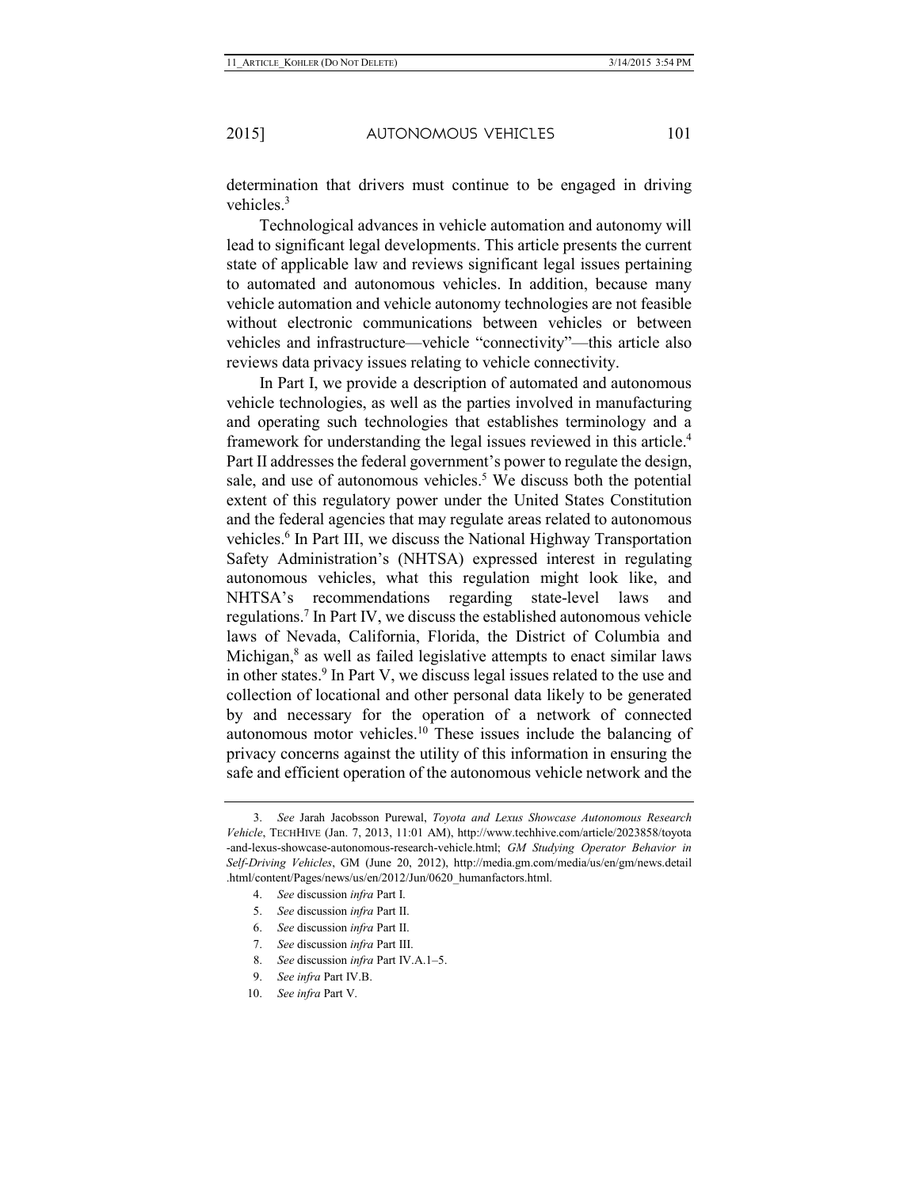determination that drivers must continue to be engaged in driving vehicles.[3]

Technological advances in vehicle automation and autonomy will lead to significant legal developments. This article presents the current state of applicable law and reviews significant legal issues pertaining to automated and autonomous vehicles. In addition, because many vehicle automation and vehicle autonomy technologies are not feasible without electronic communications between vehicles or between vehicles and infrastructure—vehicle "connectivity"—this article also reviews data privacy issues relating to vehicle connectivity.

In Part I, we provide a description of automated and autonomous vehicle technologies, as well as the parties involved in manufacturing and operating such technologies that establishes terminology and a framework for understanding the legal issues reviewed in this article.[4] Part II addresses the federal government's power to regulate the design, sale, and use of autonomous vehicles.[5] We discuss both the potential extent of this regulatory power under the United States Constitution and the federal agencies that may regulate areas related to autonomous vehicles.[6] In Part III, we discuss the National Highway Transportation Safety Administration's (NHTSA) expressed interest in regulating autonomous vehicles, what this regulation might look like, and NHTSA's recommendations regarding state-level laws and regulations.[7] In Part IV, we discuss the established autonomous vehicle laws of Nevada, California, Florida, the District of Columbia and Michigan,[8] as well as failed legislative attempts to enact similar laws in other states.[9] In Part V, we discuss legal issues related to the use and collection of locational and other personal data likely to be generated by and necessary for the operation of a network of connected autonomous motor vehicles.[10] These issues include the balancing of privacy concerns against the utility of this information in ensuring the safe and efficient operation of the autonomous vehicle network and the

---

3. *See* Jarah Jacobsson Purewal, *Toyota and Lexus Showcase Autonomous Research Vehicle*, TECHHIVE (Jan. 7, 2013, 11:01 AM), http://www.techhive.com/article/2023858/toyota-and-lexus-showcase-autonomous-research-vehicle.html; *GM Studying Operator Behavior in Self-Driving Vehicles*, GM (June 20, 2012), http://media.gm.com/media/us/en/gm/news.detail.html/content/Pages/news/us/en/2012/Jun/0620_humanfactors.html.

4. *See* discussion *infra* Part I.

5. *See* discussion *infra* Part II.

6. *See* discussion *infra* Part II.

7. *See* discussion *infra* Part III.

8. *See* discussion *infra* Part IV.A.1–5.

9. *See infra* Part IV.B.

10. *See infra* Part V.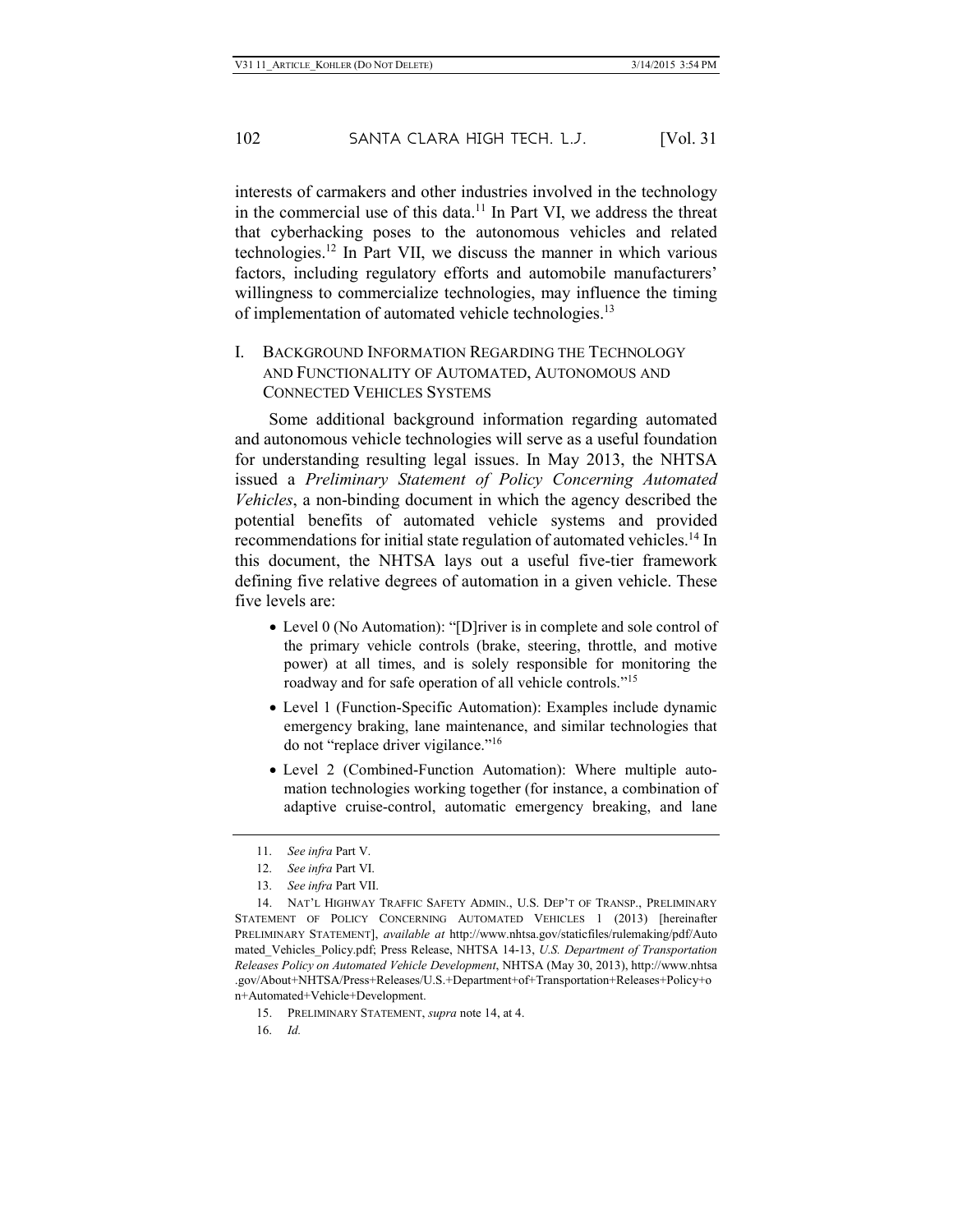interests of carmakers and other industries involved in the technology in the commercial use of this data.[11] In Part VI, we address the threat that cyberhacking poses to the autonomous vehicles and related technologies.[12] In Part VII, we discuss the manner in which various factors, including regulatory efforts and automobile manufacturers' willingness to commercialize technologies, may influence the timing of implementation of automated vehicle technologies.[13]

## I. Background Information Regarding the Technology and Functionality of Automated, Autonomous and Connected Vehicles Systems

Some additional background information regarding automated and autonomous vehicle technologies will serve as a useful foundation for understanding resulting legal issues. In May 2013, the NHTSA issued a *Preliminary Statement of Policy Concerning Automated Vehicles*, a non-binding document in which the agency described the potential benefits of automated vehicle systems and provided recommendations for initial state regulation of automated vehicles.[14] In this document, the NHTSA lays out a useful five-tier framework defining five relative degrees of automation in a given vehicle. These five levels are:

- Level 0 (No Automation): "[D]river is in complete and sole control of the primary vehicle controls (brake, steering, throttle, and motive power) at all times, and is solely responsible for monitoring the roadway and for safe operation of all vehicle controls."[15]
- Level 1 (Function-Specific Automation): Examples include dynamic emergency braking, lane maintenance, and similar technologies that do not "replace driver vigilance."[16]
- Level 2 (Combined-Function Automation): Where multiple automation technologies working together (for instance, a combination of adaptive cruise-control, automatic emergency breaking, and lane

---

11. *See infra* Part V.

12. *See infra* Part VI.

13. *See infra* Part VII.

14. Nat'l Highway Traffic Safety Admin., U.S. Dep't of Transp., Preliminary Statement of Policy Concerning Automated Vehicles 1 (2013) [hereinafter Preliminary Statement], *available at* http://www.nhtsa.gov/staticfiles/rulemaking/pdf/Automated_Vehicles_Policy.pdf; Press Release, NHTSA 14-13, *U.S. Department of Transportation Releases Policy on Automated Vehicle Development*, NHTSA (May 30, 2013), http://www.nhtsa.gov/About+NHTSA/Press+Releases/U.S.+Department+of+Transportation+Releases+Policy+on+Automated+Vehicle+Development.

15. Preliminary Statement, *supra* note 14, at 4.

16. *Id.*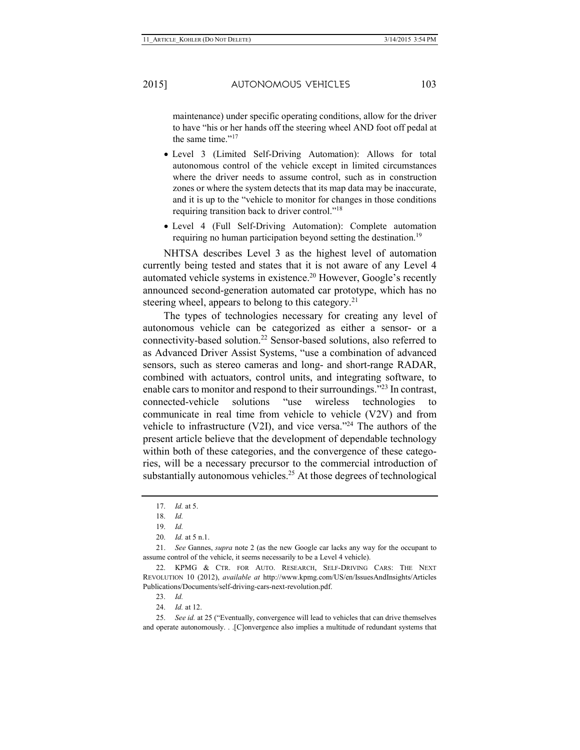maintenance) under specific operating conditions, allow for the driver to have "his or her hands off the steering wheel AND foot off pedal at the same time."[17]

- Level 3 (Limited Self-Driving Automation): Allows for total autonomous control of the vehicle except in limited circumstances where the driver needs to assume control, such as in construction zones or where the system detects that its map data may be inaccurate, and it is up to the "vehicle to monitor for changes in those conditions requiring transition back to driver control."[18]
- Level 4 (Full Self-Driving Automation): Complete automation requiring no human participation beyond setting the destination.[19]

NHTSA describes Level 3 as the highest level of automation currently being tested and states that it is not aware of any Level 4 automated vehicle systems in existence.[20] However, Google's recently announced second-generation automated car prototype, which has no steering wheel, appears to belong to this category.[21]

The types of technologies necessary for creating any level of autonomous vehicle can be categorized as either a sensor- or a connectivity-based solution.[22] Sensor-based solutions, also referred to as Advanced Driver Assist Systems, "use a combination of advanced sensors, such as stereo cameras and long- and short-range RADAR, combined with actuators, control units, and integrating software, to enable cars to monitor and respond to their surroundings."[23] In contrast, connected-vehicle solutions "use wireless technologies to communicate in real time from vehicle to vehicle (V2V) and from vehicle to infrastructure (V2I), and vice versa."[24] The authors of the present article believe that the development of dependable technology within both of these categories, and the convergence of these categories, will be a necessary precursor to the commercial introduction of substantially autonomous vehicles.[25] At those degrees of technological

---

17. *Id.* at 5.

18. *Id.*

19. *Id.*

20. *Id.* at 5 n.1.

21. *See* Gannes, *supra* note 2 (as the new Google car lacks any way for the occupant to assume control of the vehicle, it seems necessarily to be a Level 4 vehicle).

22. KPMG & CTR. FOR AUTO. RESEARCH, SELF-DRIVING CARS: THE NEXT REVOLUTION 10 (2012), *available at* http://www.kpmg.com/US/en/IssuesAndInsights/Articles Publications/Documents/self-driving-cars-next-revolution.pdf.

23. *Id.*

24. *Id.* at 12.

25. *See id.* at 25 ("Eventually, convergence will lead to vehicles that can drive themselves and operate autonomously. . .[C]onvergence also implies a multitude of redundant systems that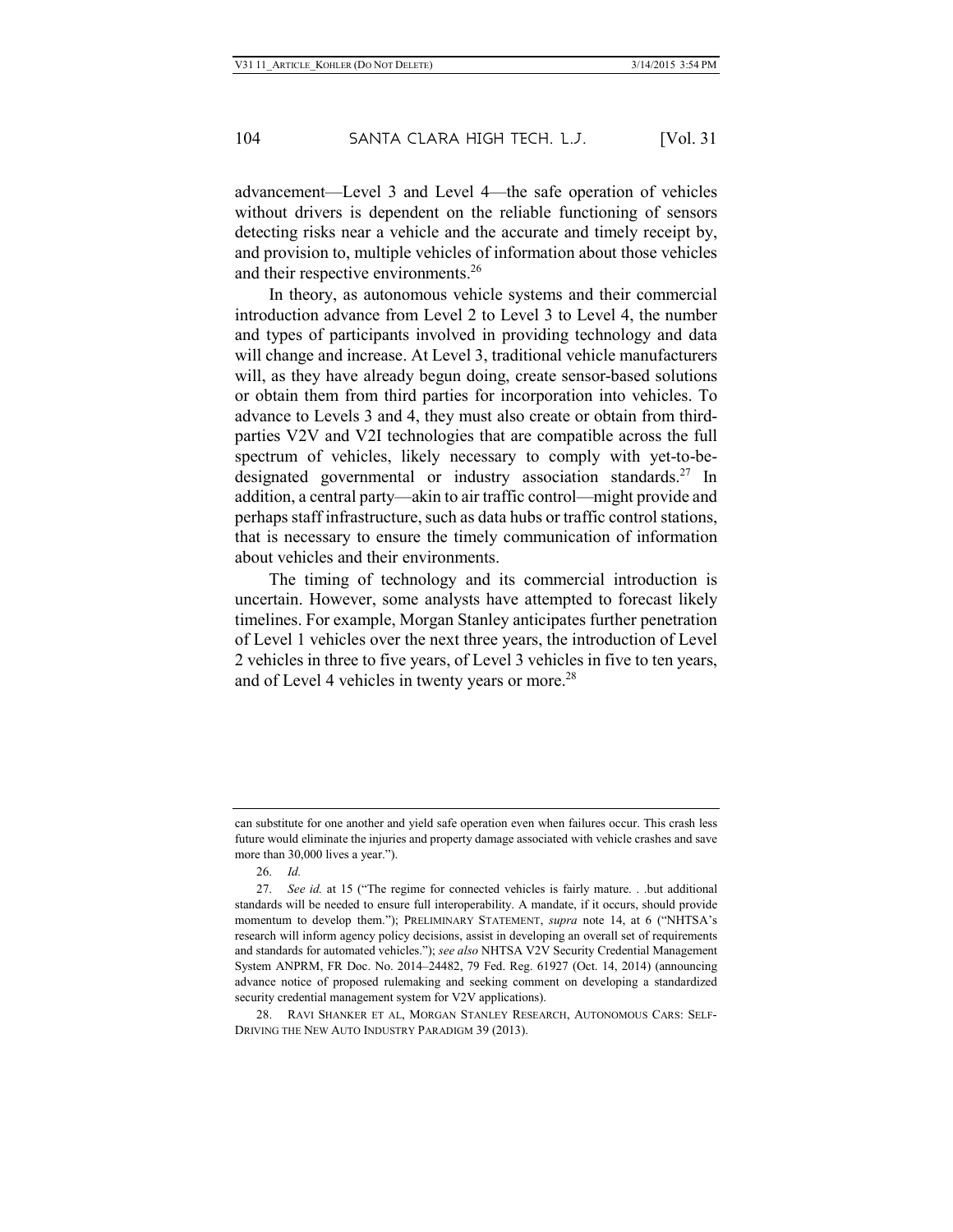advancement—Level 3 and Level 4—the safe operation of vehicles without drivers is dependent on the reliable functioning of sensors detecting risks near a vehicle and the accurate and timely receipt by, and provision to, multiple vehicles of information about those vehicles and their respective environments.[26]

In theory, as autonomous vehicle systems and their commercial introduction advance from Level 2 to Level 3 to Level 4, the number and types of participants involved in providing technology and data will change and increase. At Level 3, traditional vehicle manufacturers will, as they have already begun doing, create sensor-based solutions or obtain them from third parties for incorporation into vehicles. To advance to Levels 3 and 4, they must also create or obtain from third-parties V2V and V2I technologies that are compatible across the full spectrum of vehicles, likely necessary to comply with yet-to-be-designated governmental or industry association standards.[27] In addition, a central party—akin to air traffic control—might provide and perhaps staff infrastructure, such as data hubs or traffic control stations, that is necessary to ensure the timely communication of information about vehicles and their environments.

The timing of technology and its commercial introduction is uncertain. However, some analysts have attempted to forecast likely timelines. For example, Morgan Stanley anticipates further penetration of Level 1 vehicles over the next three years, the introduction of Level 2 vehicles in three to five years, of Level 3 vehicles in five to ten years, and of Level 4 vehicles in twenty years or more.[28]

---

can substitute for one another and yield safe operation even when failures occur. This crash less future would eliminate the injuries and property damage associated with vehicle crashes and save more than 30,000 lives a year.").

26. *Id.*

27. *See id.* at 15 ("The regime for connected vehicles is fairly mature. . .but additional standards will be needed to ensure full interoperability. A mandate, if it occurs, should provide momentum to develop them."); PRELIMINARY STATEMENT, *supra* note 14, at 6 ("NHTSA's research will inform agency policy decisions, assist in developing an overall set of requirements and standards for automated vehicles."); *see also* NHTSA V2V Security Credential Management System ANPRM, FR Doc. No. 2014–24482, 79 Fed. Reg. 61927 (Oct. 14, 2014) (announcing advance notice of proposed rulemaking and seeking comment on developing a standardized security credential management system for V2V applications).

28. RAVI SHANKER ET AL, MORGAN STANLEY RESEARCH, AUTONOMOUS CARS: SELF-DRIVING THE NEW AUTO INDUSTRY PARADIGM 39 (2013).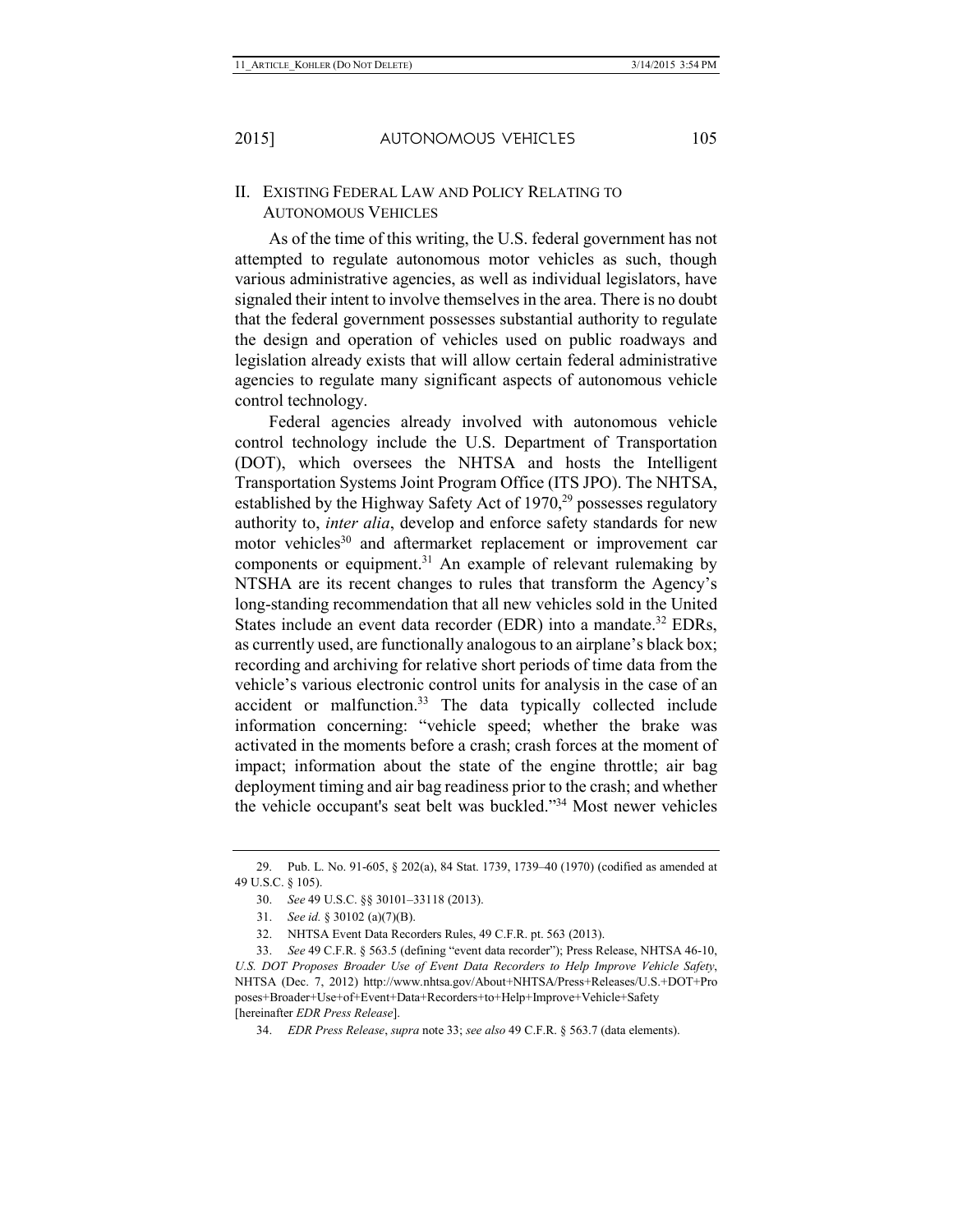## II. Existing Federal Law and Policy Relating to Autonomous Vehicles

As of the time of this writing, the U.S. federal government has not attempted to regulate autonomous motor vehicles as such, though various administrative agencies, as well as individual legislators, have signaled their intent to involve themselves in the area. There is no doubt that the federal government possesses substantial authority to regulate the design and operation of vehicles used on public roadways and legislation already exists that will allow certain federal administrative agencies to regulate many significant aspects of autonomous vehicle control technology.

Federal agencies already involved with autonomous vehicle control technology include the U.S. Department of Transportation (DOT), which oversees the NHTSA and hosts the Intelligent Transportation Systems Joint Program Office (ITS JPO). The NHTSA, established by the Highway Safety Act of 1970,[29] possesses regulatory authority to, *inter alia*, develop and enforce safety standards for new motor vehicles[30] and aftermarket replacement or improvement car components or equipment.[31] An example of relevant rulemaking by NTSHA are its recent changes to rules that transform the Agency's long-standing recommendation that all new vehicles sold in the United States include an event data recorder (EDR) into a mandate.[32] EDRs, as currently used, are functionally analogous to an airplane's black box; recording and archiving for relative short periods of time data from the vehicle's various electronic control units for analysis in the case of an accident or malfunction.[33] The data typically collected include information concerning: "vehicle speed; whether the brake was activated in the moments before a crash; crash forces at the moment of impact; information about the state of the engine throttle; air bag deployment timing and air bag readiness prior to the crash; and whether the vehicle occupant's seat belt was buckled."[34] Most newer vehicles

---

29. Pub. L. No. 91-605, § 202(a), 84 Stat. 1739, 1739–40 (1970) (codified as amended at 49 U.S.C. § 105).

30. *See* 49 U.S.C. §§ 30101–33118 (2013).

31. *See id.* § 30102 (a)(7)(B).

32. NHTSA Event Data Recorders Rules, 49 C.F.R. pt. 563 (2013).

33. *See* 49 C.F.R. § 563.5 (defining "event data recorder"); Press Release, NHTSA 46-10, *U.S. DOT Proposes Broader Use of Event Data Recorders to Help Improve Vehicle Safety*, NHTSA (Dec. 7, 2012) http://www.nhtsa.gov/About+NHTSA/Press+Releases/U.S.+DOT+Proposes+Broader+Use+of+Event+Data+Recorders+to+Help+Improve+Vehicle+Safety [hereinafter *EDR Press Release*].

34. *EDR Press Release*, *supra* note 33; *see also* 49 C.F.R. § 563.7 (data elements).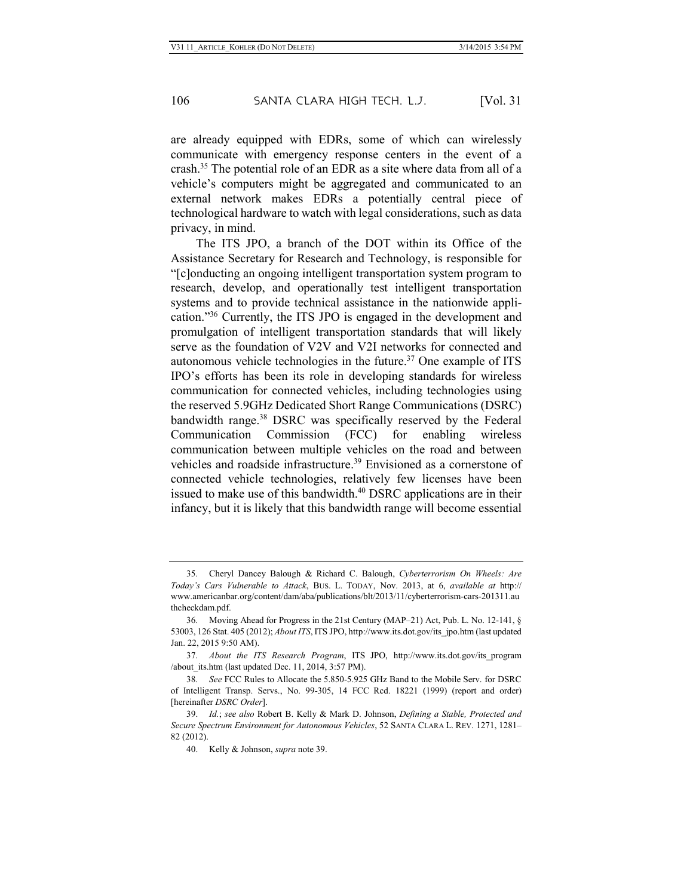are already equipped with EDRs, some of which can wirelessly communicate with emergency response centers in the event of a crash.[35] The potential role of an EDR as a site where data from all of a vehicle's computers might be aggregated and communicated to an external network makes EDRs a potentially central piece of technological hardware to watch with legal considerations, such as data privacy, in mind.

The ITS JPO, a branch of the DOT within its Office of the Assistance Secretary for Research and Technology, is responsible for "[c]onducting an ongoing intelligent transportation system program to research, develop, and operationally test intelligent transportation systems and to provide technical assistance in the nationwide application."[36] Currently, the ITS JPO is engaged in the development and promulgation of intelligent transportation standards that will likely serve as the foundation of V2V and V2I networks for connected and autonomous vehicle technologies in the future.[37] One example of ITS IPO's efforts has been its role in developing standards for wireless communication for connected vehicles, including technologies using the reserved 5.9GHz Dedicated Short Range Communications (DSRC) bandwidth range.[38] DSRC was specifically reserved by the Federal Communication Commission (FCC) for enabling wireless communication between multiple vehicles on the road and between vehicles and roadside infrastructure.[39] Envisioned as a cornerstone of connected vehicle technologies, relatively few licenses have been issued to make use of this bandwidth.[40] DSRC applications are in their infancy, but it is likely that this bandwidth range will become essential

---

35. Cheryl Dancey Balough & Richard C. Balough, *Cyberterrorism On Wheels: Are Today's Cars Vulnerable to Attack*, BUS. L. TODAY, Nov. 2013, at 6, *available at* http://www.americanbar.org/content/dam/aba/publications/blt/2013/11/cyberterrorism-cars-201311.authcheckdam.pdf.

36. Moving Ahead for Progress in the 21st Century (MAP–21) Act, Pub. L. No. 12-141, § 53003, 126 Stat. 405 (2012); *About ITS*, ITS JPO, http://www.its.dot.gov/its_jpo.htm (last updated Jan. 22, 2015 9:50 AM).

37. *About the ITS Research Program*, ITS JPO, http://www.its.dot.gov/its_program/about_its.htm (last updated Dec. 11, 2014, 3:57 PM).

38. *See* FCC Rules to Allocate the 5.850-5.925 GHz Band to the Mobile Serv. for DSRC of Intelligent Transp. Servs., No. 99-305, 14 FCC Rcd. 18221 (1999) (report and order) [hereinafter *DSRC Order*].

39. *Id.*; *see also* Robert B. Kelly & Mark D. Johnson, *Defining a Stable, Protected and Secure Spectrum Environment for Autonomous Vehicles*, 52 SANTA CLARA L. REV. 1271, 1281–82 (2012).

40. Kelly & Johnson, *supra* note 39.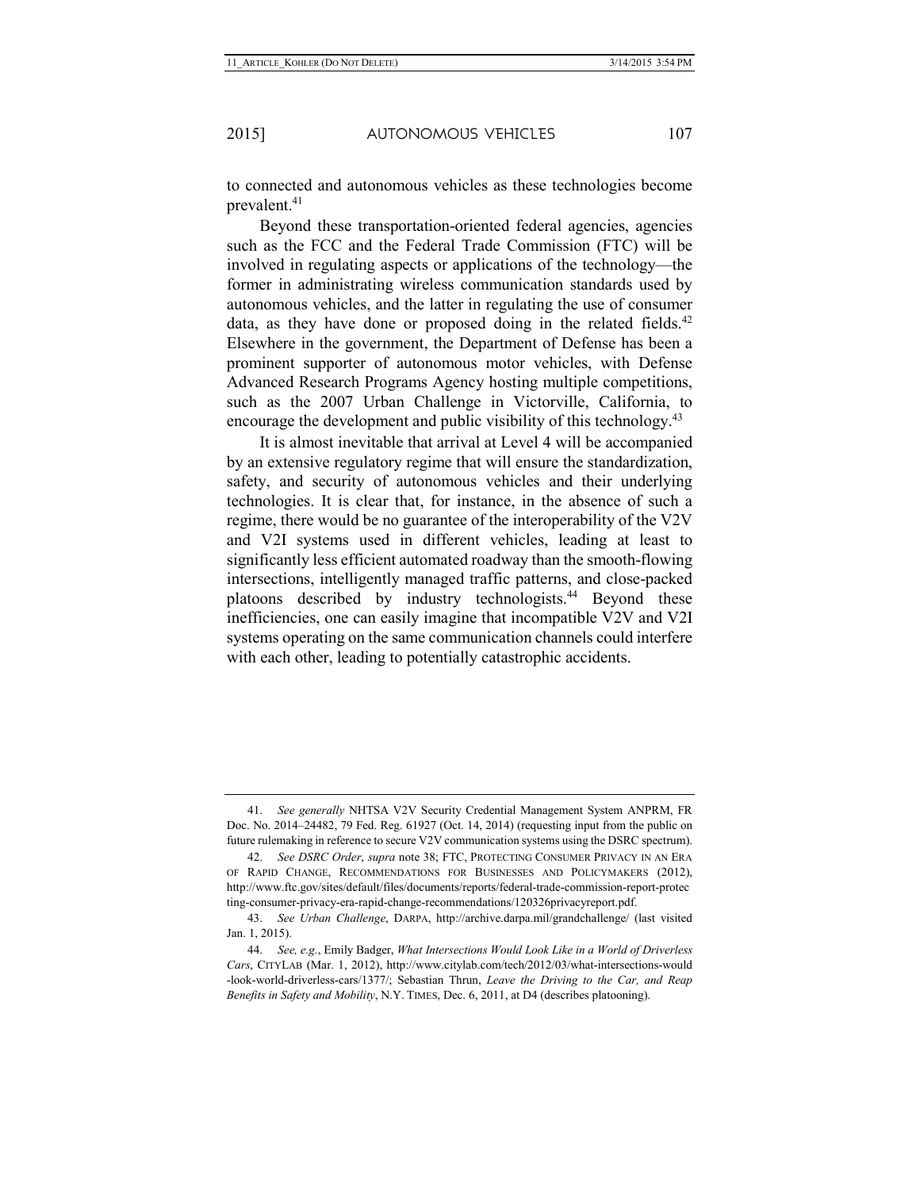to connected and autonomous vehicles as these technologies become prevalent.[41]

Beyond these transportation-oriented federal agencies, agencies such as the FCC and the Federal Trade Commission (FTC) will be involved in regulating aspects or applications of the technology—the former in administrating wireless communication standards used by autonomous vehicles, and the latter in regulating the use of consumer data, as they have done or proposed doing in the related fields.[42] Elsewhere in the government, the Department of Defense has been a prominent supporter of autonomous motor vehicles, with Defense Advanced Research Programs Agency hosting multiple competitions, such as the 2007 Urban Challenge in Victorville, California, to encourage the development and public visibility of this technology.[43]

It is almost inevitable that arrival at Level 4 will be accompanied by an extensive regulatory regime that will ensure the standardization, safety, and security of autonomous vehicles and their underlying technologies. It is clear that, for instance, in the absence of such a regime, there would be no guarantee of the interoperability of the V2V and V2I systems used in different vehicles, leading at least to significantly less efficient automated roadway than the smooth-flowing intersections, intelligently managed traffic patterns, and close-packed platoons described by industry technologists.[44] Beyond these inefficiencies, one can easily imagine that incompatible V2V and V2I systems operating on the same communication channels could interfere with each other, leading to potentially catastrophic accidents.

---

41. *See generally* NHTSA V2V Security Credential Management System ANPRM, FR Doc. No. 2014–24482, 79 Fed. Reg. 61927 (Oct. 14, 2014) (requesting input from the public on future rulemaking in reference to secure V2V communication systems using the DSRC spectrum).

42. *See DSRC Order*, *supra* note 38; FTC, PROTECTING CONSUMER PRIVACY IN AN ERA OF RAPID CHANGE, RECOMMENDATIONS FOR BUSINESSES AND POLICYMAKERS (2012), http://www.ftc.gov/sites/default/files/documents/reports/federal-trade-commission-report-protecting-consumer-privacy-era-rapid-change-recommendations/120326privacyreport.pdf.

43. *See Urban Challenge*, DARPA, http://archive.darpa.mil/grandchallenge/ (last visited Jan. 1, 2015).

44. *See, e.g.*, Emily Badger, *What Intersections Would Look Like in a World of Driverless Cars*, CITYLAB (Mar. 1, 2012), http://www.citylab.com/tech/2012/03/what-intersections-would-look-world-driverless-cars/1377/; Sebastian Thrun, *Leave the Driving to the Car, and Reap Benefits in Safety and Mobility*, N.Y. TIMES, Dec. 6, 2011, at D4 (describes platooning).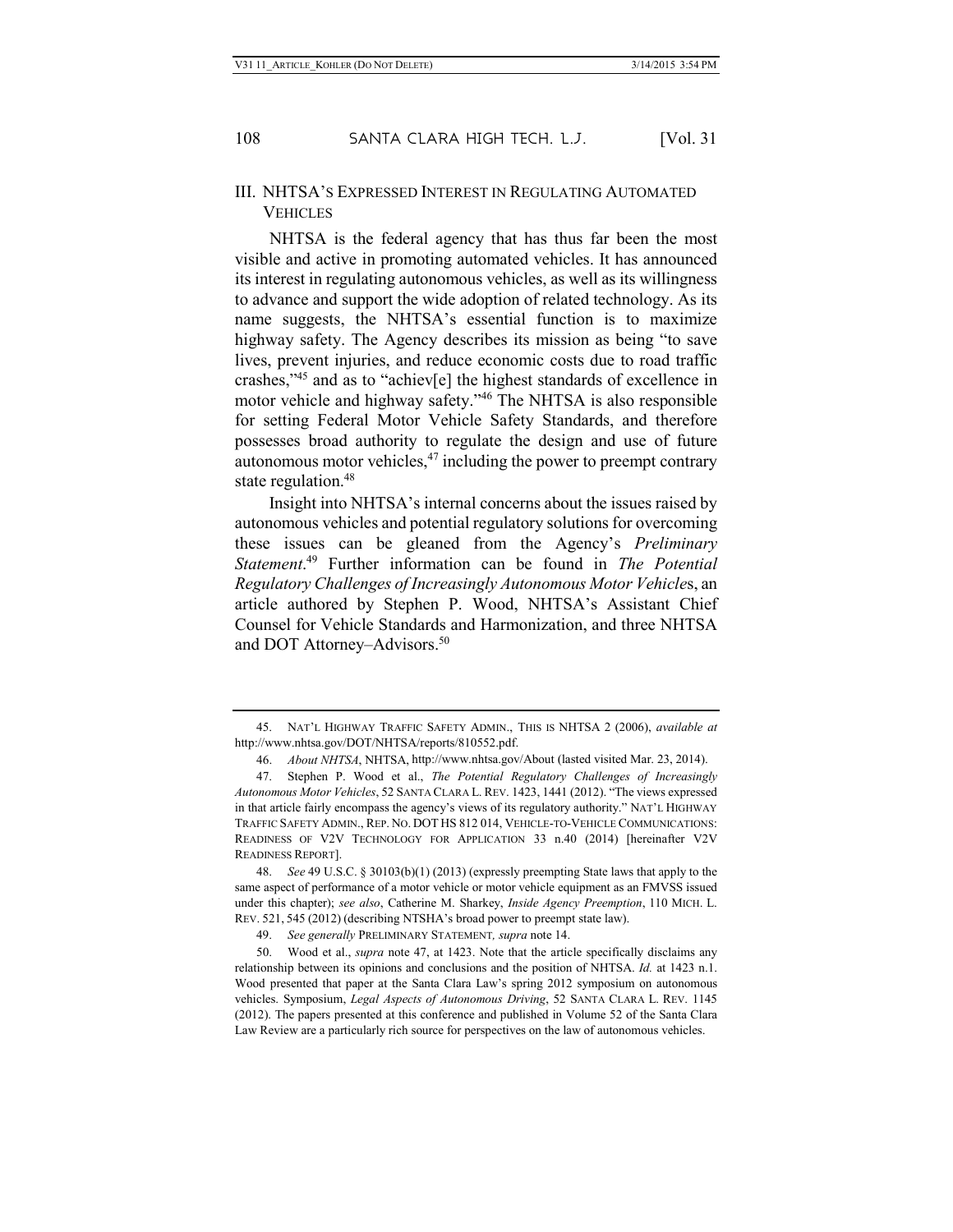## III. NHTSA's Expressed Interest in Regulating Automated Vehicles

NHTSA is the federal agency that has thus far been the most visible and active in promoting automated vehicles. It has announced its interest in regulating autonomous vehicles, as well as its willingness to advance and support the wide adoption of related technology. As its name suggests, the NHTSA's essential function is to maximize highway safety. The Agency describes its mission as being "to save lives, prevent injuries, and reduce economic costs due to road traffic crashes,"[45] and as to "achiev[e] the highest standards of excellence in motor vehicle and highway safety."[46] The NHTSA is also responsible for setting Federal Motor Vehicle Safety Standards, and therefore possesses broad authority to regulate the design and use of future autonomous motor vehicles,[47] including the power to preempt contrary state regulation.[48]

Insight into NHTSA's internal concerns about the issues raised by autonomous vehicles and potential regulatory solutions for overcoming these issues can be gleaned from the Agency's *Preliminary Statement*.[49] Further information can be found in *The Potential Regulatory Challenges of Increasingly Autonomous Motor Vehicle*s, an article authored by Stephen P. Wood, NHTSA's Assistant Chief Counsel for Vehicle Standards and Harmonization, and three NHTSA and DOT Attorney–Advisors.[50]

---

45. Nat'l Highway Traffic Safety Admin., This is NHTSA 2 (2006), *available at* http://www.nhtsa.gov/DOT/NHTSA/reports/810552.pdf.

46. *About NHTSA*, NHTSA, http://www.nhtsa.gov/About (lasted visited Mar. 23, 2014).

47. Stephen P. Wood et al., *The Potential Regulatory Challenges of Increasingly Autonomous Motor Vehicles*, 52 Santa Clara L. Rev. 1423, 1441 (2012). "The views expressed in that article fairly encompass the agency's views of its regulatory authority." Nat'l Highway Traffic Safety Admin., Rep. No. DOT HS 812 014, Vehicle-to-Vehicle Communications: Readiness of V2V Technology for Application 33 n.40 (2014) [hereinafter V2V Readiness Report].

48. *See* 49 U.S.C. § 30103(b)(1) (2013) (expressly preempting State laws that apply to the same aspect of performance of a motor vehicle or motor vehicle equipment as an FMVSS issued under this chapter); *see also*, Catherine M. Sharkey, *Inside Agency Preemption*, 110 Mich. L. Rev. 521, 545 (2012) (describing NTSHA's broad power to preempt state law).

49. *See generally* Preliminary Statement*, supra* note 14.

50. Wood et al., *supra* note 47, at 1423. Note that the article specifically disclaims any relationship between its opinions and conclusions and the position of NHTSA. *Id.* at 1423 n.1. Wood presented that paper at the Santa Clara Law's spring 2012 symposium on autonomous vehicles. Symposium, *Legal Aspects of Autonomous Driving*, 52 Santa Clara L. Rev. 1145 (2012). The papers presented at this conference and published in Volume 52 of the Santa Clara Law Review are a particularly rich source for perspectives on the law of autonomous vehicles.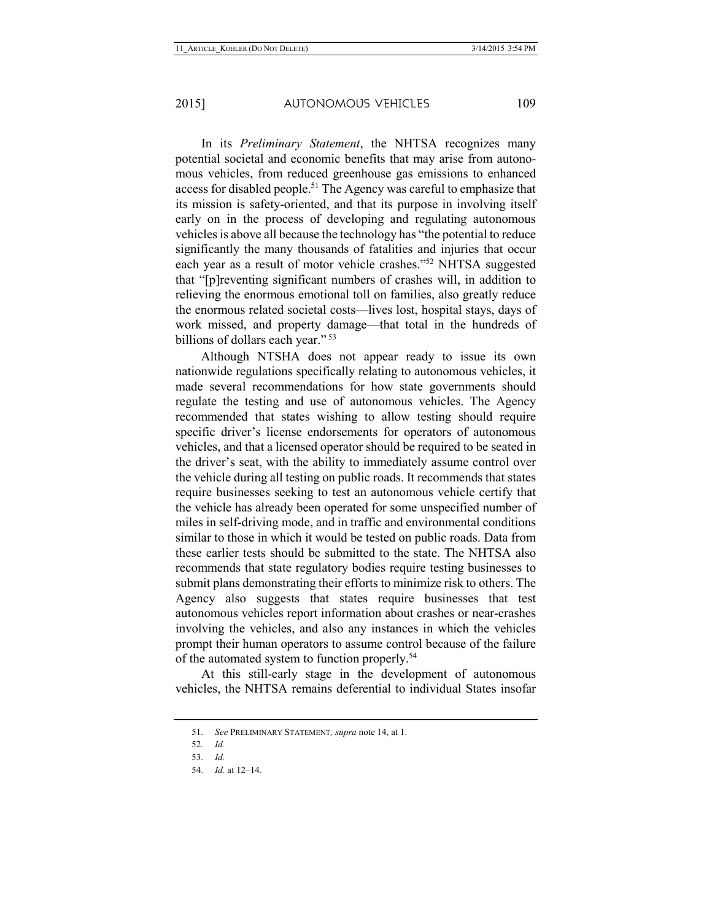In its *Preliminary Statement*, the NHTSA recognizes many potential societal and economic benefits that may arise from autonomous vehicles, from reduced greenhouse gas emissions to enhanced access for disabled people.[51] The Agency was careful to emphasize that its mission is safety-oriented, and that its purpose in involving itself early on in the process of developing and regulating autonomous vehicles is above all because the technology has "the potential to reduce significantly the many thousands of fatalities and injuries that occur each year as a result of motor vehicle crashes."[52] NHTSA suggested that "[p]reventing significant numbers of crashes will, in addition to relieving the enormous emotional toll on families, also greatly reduce the enormous related societal costs—lives lost, hospital stays, days of work missed, and property damage—that total in the hundreds of billions of dollars each year."[53]

Although NTSHA does not appear ready to issue its own nationwide regulations specifically relating to autonomous vehicles, it made several recommendations for how state governments should regulate the testing and use of autonomous vehicles. The Agency recommended that states wishing to allow testing should require specific driver's license endorsements for operators of autonomous vehicles, and that a licensed operator should be required to be seated in the driver's seat, with the ability to immediately assume control over the vehicle during all testing on public roads. It recommends that states require businesses seeking to test an autonomous vehicle certify that the vehicle has already been operated for some unspecified number of miles in self-driving mode, and in traffic and environmental conditions similar to those in which it would be tested on public roads. Data from these earlier tests should be submitted to the state. The NHTSA also recommends that state regulatory bodies require testing businesses to submit plans demonstrating their efforts to minimize risk to others. The Agency also suggests that states require businesses that test autonomous vehicles report information about crashes or near-crashes involving the vehicles, and also any instances in which the vehicles prompt their human operators to assume control because of the failure of the automated system to function properly.[54]

At this still-early stage in the development of autonomous vehicles, the NHTSA remains deferential to individual States insofar

---

51. *See* PRELIMINARY STATEMENT*, supra* note 14, at 1.

52. *Id.*

53. *Id.*

54. *Id.* at 12–14.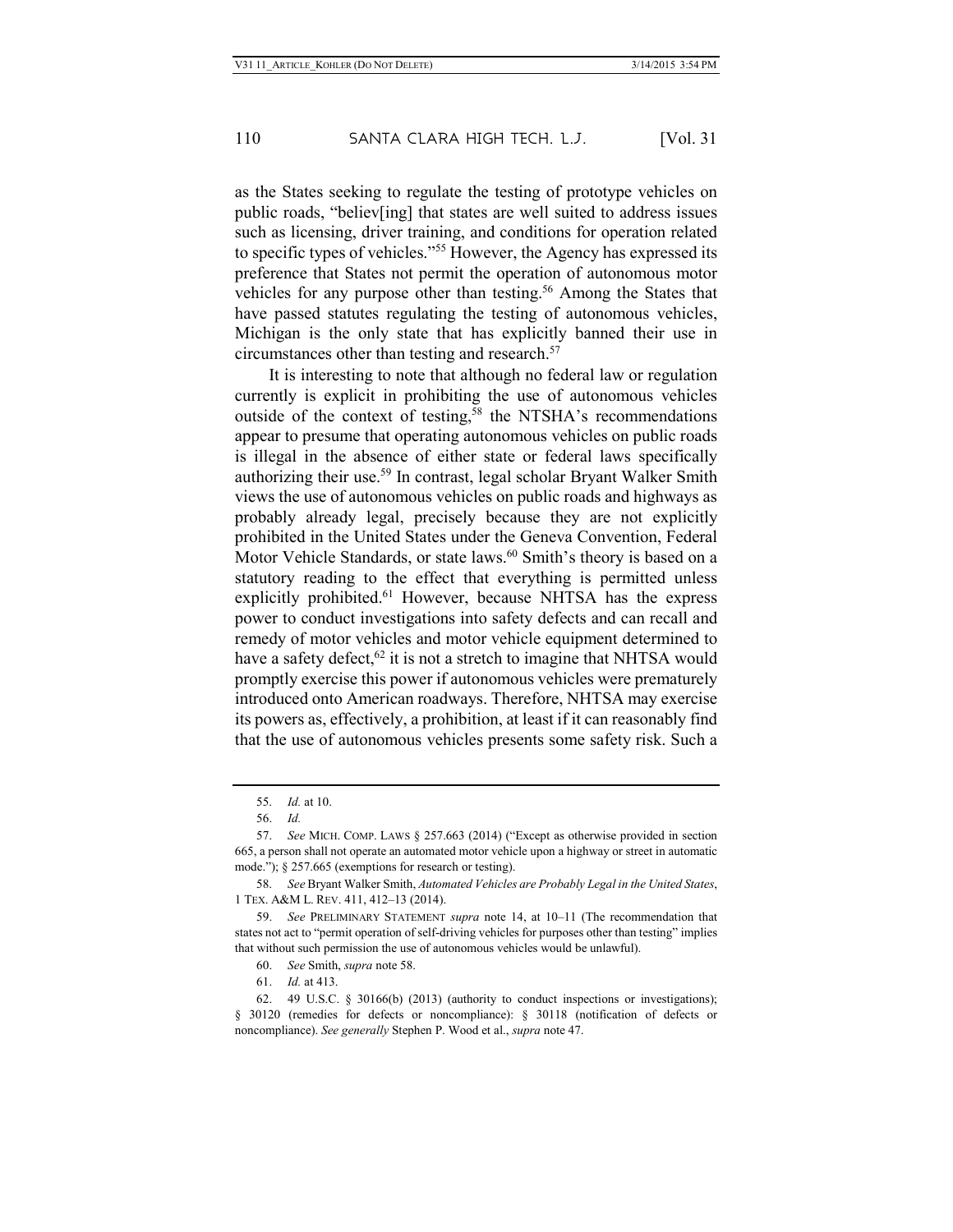as the States seeking to regulate the testing of prototype vehicles on public roads, "believ[ing] that states are well suited to address issues such as licensing, driver training, and conditions for operation related to specific types of vehicles."[55] However, the Agency has expressed its preference that States not permit the operation of autonomous motor vehicles for any purpose other than testing.[56] Among the States that have passed statutes regulating the testing of autonomous vehicles, Michigan is the only state that has explicitly banned their use in circumstances other than testing and research.[57]

It is interesting to note that although no federal law or regulation currently is explicit in prohibiting the use of autonomous vehicles outside of the context of testing,[58] the NTSHA's recommendations appear to presume that operating autonomous vehicles on public roads is illegal in the absence of either state or federal laws specifically authorizing their use.[59] In contrast, legal scholar Bryant Walker Smith views the use of autonomous vehicles on public roads and highways as probably already legal, precisely because they are not explicitly prohibited in the United States under the Geneva Convention, Federal Motor Vehicle Standards, or state laws.[60] Smith's theory is based on a statutory reading to the effect that everything is permitted unless explicitly prohibited.[61] However, because NHTSA has the express power to conduct investigations into safety defects and can recall and remedy of motor vehicles and motor vehicle equipment determined to have a safety defect,[62] it is not a stretch to imagine that NHTSA would promptly exercise this power if autonomous vehicles were prematurely introduced onto American roadways. Therefore, NHTSA may exercise its powers as, effectively, a prohibition, at least if it can reasonably find that the use of autonomous vehicles presents some safety risk. Such a

---

55. *Id.* at 10.

56. *Id.*

57. *See* MICH. COMP. LAWS § 257.663 (2014) ("Except as otherwise provided in section 665, a person shall not operate an automated motor vehicle upon a highway or street in automatic mode."); § 257.665 (exemptions for research or testing).

58. *See* Bryant Walker Smith, *Automated Vehicles are Probably Legal in the United States*, 1 TEX. A&M L. REV. 411, 412–13 (2014).

59. *See* PRELIMINARY STATEMENT *supra* note 14, at 10–11 (The recommendation that states not act to "permit operation of self-driving vehicles for purposes other than testing" implies that without such permission the use of autonomous vehicles would be unlawful).

60. *See* Smith, *supra* note 58.

61. *Id.* at 413.

62. 49 U.S.C. § 30166(b) (2013) (authority to conduct inspections or investigations); § 30120 (remedies for defects or noncompliance): § 30118 (notification of defects or noncompliance). *See generally* Stephen P. Wood et al., *supra* note 47.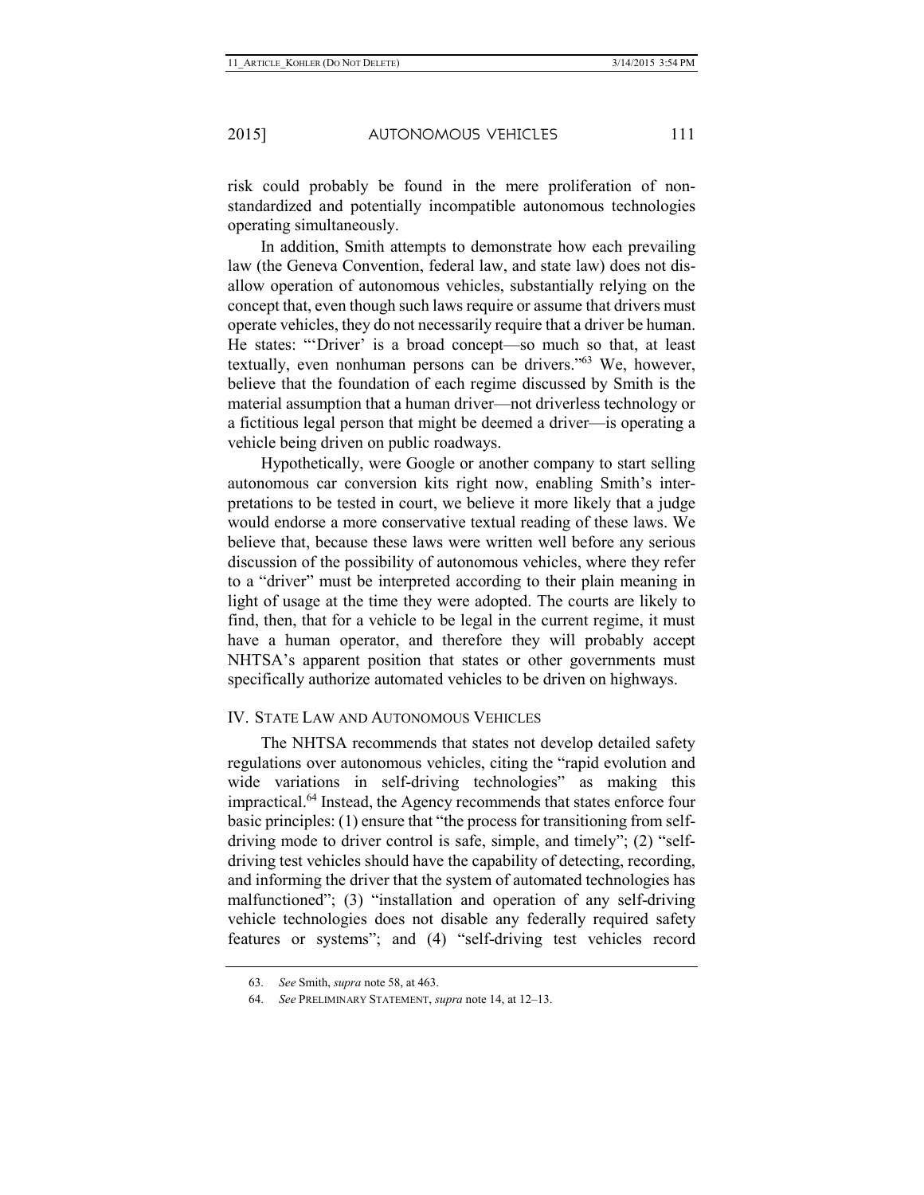risk could probably be found in the mere proliferation of non-standardized and potentially incompatible autonomous technologies operating simultaneously.

In addition, Smith attempts to demonstrate how each prevailing law (the Geneva Convention, federal law, and state law) does not disallow operation of autonomous vehicles, substantially relying on the concept that, even though such laws require or assume that drivers must operate vehicles, they do not necessarily require that a driver be human. He states: "'Driver' is a broad concept—so much so that, at least textually, even nonhuman persons can be drivers."[63] We, however, believe that the foundation of each regime discussed by Smith is the material assumption that a human driver—not driverless technology or a fictitious legal person that might be deemed a driver—is operating a vehicle being driven on public roadways.

Hypothetically, were Google or another company to start selling autonomous car conversion kits right now, enabling Smith's interpretations to be tested in court, we believe it more likely that a judge would endorse a more conservative textual reading of these laws. We believe that, because these laws were written well before any serious discussion of the possibility of autonomous vehicles, where they refer to a "driver" must be interpreted according to their plain meaning in light of usage at the time they were adopted. The courts are likely to find, then, that for a vehicle to be legal in the current regime, it must have a human operator, and therefore they will probably accept NHTSA's apparent position that states or other governments must specifically authorize automated vehicles to be driven on highways.

## IV. State Law and Autonomous Vehicles

The NHTSA recommends that states not develop detailed safety regulations over autonomous vehicles, citing the "rapid evolution and wide variations in self-driving technologies" as making this impractical.[64] Instead, the Agency recommends that states enforce four basic principles: (1) ensure that "the process for transitioning from self-driving mode to driver control is safe, simple, and timely"; (2) "self-driving test vehicles should have the capability of detecting, recording, and informing the driver that the system of automated technologies has malfunctioned"; (3) "installation and operation of any self-driving vehicle technologies does not disable any federally required safety features or systems"; and (4) "self-driving test vehicles record

---

63. *See* Smith, *supra* note 58, at 463.

64. *See* Preliminary Statement, *supra* note 14, at 12–13.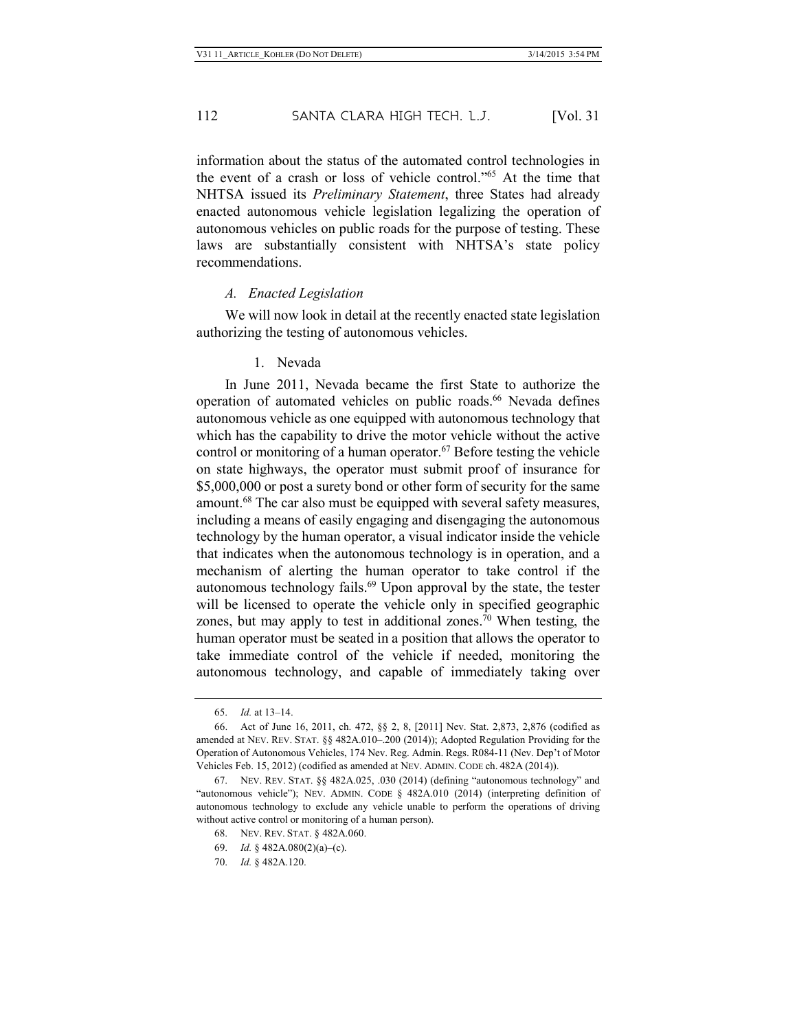information about the status of the automated control technologies in the event of a crash or loss of vehicle control."[65] At the time that NHTSA issued its *Preliminary Statement*, three States had already enacted autonomous vehicle legislation legalizing the operation of autonomous vehicles on public roads for the purpose of testing. These laws are substantially consistent with NHTSA's state policy recommendations.

### *A. Enacted Legislation*

We will now look in detail at the recently enacted state legislation authorizing the testing of autonomous vehicles.

#### 1. Nevada

In June 2011, Nevada became the first State to authorize the operation of automated vehicles on public roads.[66] Nevada defines autonomous vehicle as one equipped with autonomous technology that which has the capability to drive the motor vehicle without the active control or monitoring of a human operator.[67] Before testing the vehicle on state highways, the operator must submit proof of insurance for $5,000,000 or post a surety bond or other form of security for the same amount.[68] The car also must be equipped with several safety measures, including a means of easily engaging and disengaging the autonomous technology by the human operator, a visual indicator inside the vehicle that indicates when the autonomous technology is in operation, and a mechanism of alerting the human operator to take control if the autonomous technology fails.[69] Upon approval by the state, the tester will be licensed to operate the vehicle only in specified geographic zones, but may apply to test in additional zones.[70] When testing, the human operator must be seated in a position that allows the operator to take immediate control of the vehicle if needed, monitoring the autonomous technology, and capable of immediately taking over

---

65. *Id.* at 13–14.

66. Act of June 16, 2011, ch. 472, §§ 2, 8, [2011] Nev. Stat. 2,873, 2,876 (codified as amended at NEV. REV. STAT. §§ 482A.010–.200 (2014)); Adopted Regulation Providing for the Operation of Autonomous Vehicles, 174 Nev. Reg. Admin. Regs. R084-11 (Nev. Dep't of Motor Vehicles Feb. 15, 2012) (codified as amended at NEV. ADMIN. CODE ch. 482A (2014)).

67. NEV. REV. STAT. §§ 482A.025, .030 (2014) (defining "autonomous technology" and "autonomous vehicle"); NEV. ADMIN. CODE § 482A.010 (2014) (interpreting definition of autonomous technology to exclude any vehicle unable to perform the operations of driving without active control or monitoring of a human person).

68. NEV. REV. STAT. § 482A.060.

69. *Id.* § 482A.080(2)(a)–(c).

70. *Id.* § 482A.120.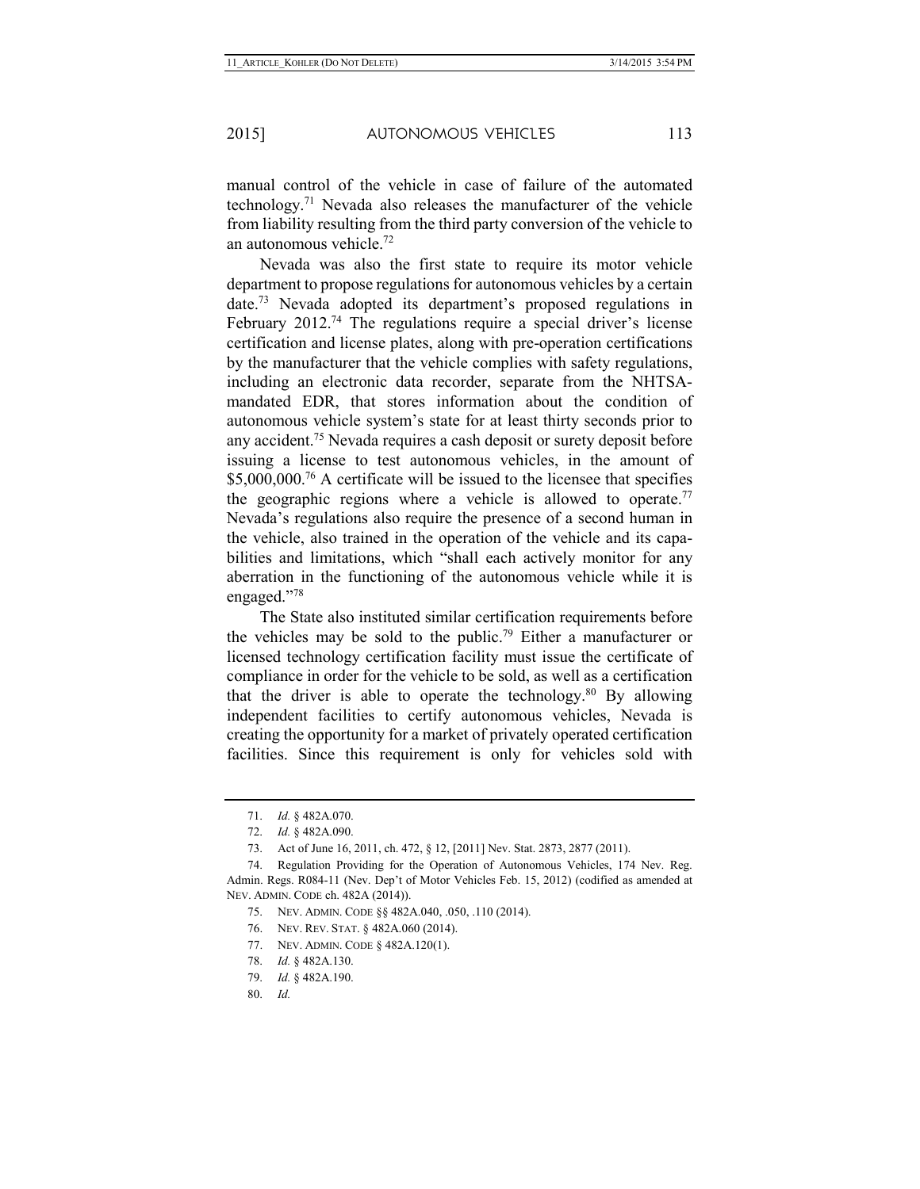manual control of the vehicle in case of failure of the automated technology.[71] Nevada also releases the manufacturer of the vehicle from liability resulting from the third party conversion of the vehicle to an autonomous vehicle.[72]

Nevada was also the first state to require its motor vehicle department to propose regulations for autonomous vehicles by a certain date.[73] Nevada adopted its department's proposed regulations in February 2012.[74] The regulations require a special driver's license certification and license plates, along with pre-operation certifications by the manufacturer that the vehicle complies with safety regulations, including an electronic data recorder, separate from the NHTSA-mandated EDR, that stores information about the condition of autonomous vehicle system's state for at least thirty seconds prior to any accident.[75] Nevada requires a cash deposit or surety deposit before issuing a license to test autonomous vehicles, in the amount of \$5,000,000.[76] A certificate will be issued to the licensee that specifies the geographic regions where a vehicle is allowed to operate.[77] Nevada's regulations also require the presence of a second human in the vehicle, also trained in the operation of the vehicle and its capabilities and limitations, which "shall each actively monitor for any aberration in the functioning of the autonomous vehicle while it is engaged."[78]

The State also instituted similar certification requirements before the vehicles may be sold to the public.[79] Either a manufacturer or licensed technology certification facility must issue the certificate of compliance in order for the vehicle to be sold, as well as a certification that the driver is able to operate the technology.[80] By allowing independent facilities to certify autonomous vehicles, Nevada is creating the opportunity for a market of privately operated certification facilities. Since this requirement is only for vehicles sold with

---

71. *Id.* § 482A.070.

72. *Id.* § 482A.090.

73. Act of June 16, 2011, ch. 472, § 12, [2011] Nev. Stat. 2873, 2877 (2011).

74. Regulation Providing for the Operation of Autonomous Vehicles, 174 Nev. Reg. Admin. Regs. R084-11 (Nev. Dep't of Motor Vehicles Feb. 15, 2012) (codified as amended at NEV. ADMIN. CODE ch. 482A (2014)).

75. NEV. ADMIN. CODE §§ 482A.040, .050, .110 (2014).

76. NEV. REV. STAT. § 482A.060 (2014).

77. NEV. ADMIN. CODE § 482A.120(1).

78. *Id.* § 482A.130.

79. *Id.* § 482A.190.

80. *Id.*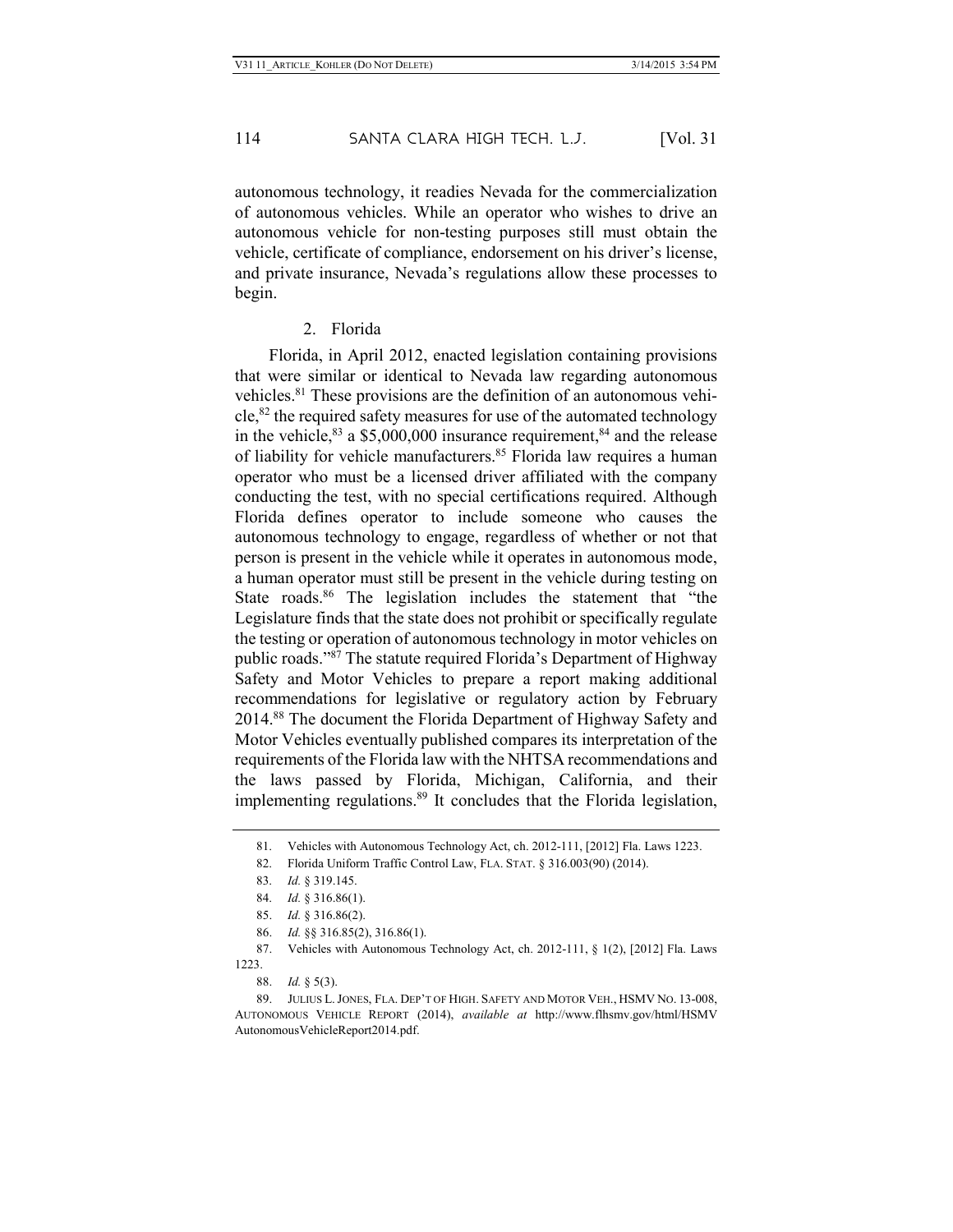autonomous technology, it readies Nevada for the commercialization of autonomous vehicles. While an operator who wishes to drive an autonomous vehicle for non-testing purposes still must obtain the vehicle, certificate of compliance, endorsement on his driver's license, and private insurance, Nevada's regulations allow these processes to begin.

### 2. Florida

Florida, in April 2012, enacted legislation containing provisions that were similar or identical to Nevada law regarding autonomous vehicles.[81] These provisions are the definition of an autonomous vehicle,[82] the required safety measures for use of the automated technology in the vehicle,[83] a $5,000,000 insurance requirement,[84] and the release of liability for vehicle manufacturers.[85] Florida law requires a human operator who must be a licensed driver affiliated with the company conducting the test, with no special certifications required. Although Florida defines operator to include someone who causes the autonomous technology to engage, regardless of whether or not that person is present in the vehicle while it operates in autonomous mode, a human operator must still be present in the vehicle during testing on State roads.[86] The legislation includes the statement that "the Legislature finds that the state does not prohibit or specifically regulate the testing or operation of autonomous technology in motor vehicles on public roads."[87] The statute required Florida's Department of Highway Safety and Motor Vehicles to prepare a report making additional recommendations for legislative or regulatory action by February 2014.[88] The document the Florida Department of Highway Safety and Motor Vehicles eventually published compares its interpretation of the requirements of the Florida law with the NHTSA recommendations and the laws passed by Florida, Michigan, California, and their implementing regulations.[89] It concludes that the Florida legislation,

---

81. Vehicles with Autonomous Technology Act, ch. 2012-111, [2012] Fla. Laws 1223.

82. Florida Uniform Traffic Control Law, FLA. STAT. § 316.003(90) (2014).

83. *Id.* § 319.145.

84. *Id.* § 316.86(1).

85. *Id.* § 316.86(2).

86. *Id.* §§ 316.85(2), 316.86(1).

87. Vehicles with Autonomous Technology Act, ch. 2012-111, § 1(2), [2012] Fla. Laws 1223.

88. *Id.* § 5(3).

89. JULIUS L. JONES, FLA. DEP'T OF HIGH. SAFETY AND MOTOR VEH., HSMV NO. 13-008, AUTONOMOUS VEHICLE REPORT (2014), *available at* http://www.flhsmv.gov/html/HSMVAutonomousVehicleReport2014.pdf.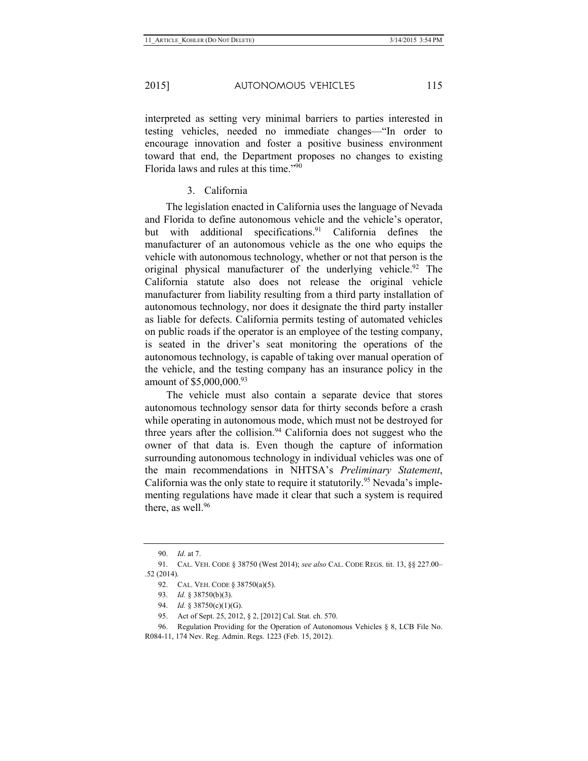interpreted as setting very minimal barriers to parties interested in testing vehicles, needed no immediate changes—"In order to encourage innovation and foster a positive business environment toward that end, the Department proposes no changes to existing Florida laws and rules at this time."[90]

### 3. California

The legislation enacted in California uses the language of Nevada and Florida to define autonomous vehicle and the vehicle's operator, but with additional specifications.[91] California defines the manufacturer of an autonomous vehicle as the one who equips the vehicle with autonomous technology, whether or not that person is the original physical manufacturer of the underlying vehicle.[92] The California statute also does not release the original vehicle manufacturer from liability resulting from a third party installation of autonomous technology, nor does it designate the third party installer as liable for defects. California permits testing of automated vehicles on public roads if the operator is an employee of the testing company, is seated in the driver's seat monitoring the operations of the autonomous technology, is capable of taking over manual operation of the vehicle, and the testing company has an insurance policy in the amount of \$5,000,000.[93]

The vehicle must also contain a separate device that stores autonomous technology sensor data for thirty seconds before a crash while operating in autonomous mode, which must not be destroyed for three years after the collision.[94] California does not suggest who the owner of that data is. Even though the capture of information surrounding autonomous technology in individual vehicles was one of the main recommendations in NHTSA's *Preliminary Statement*, California was the only state to require it statutorily.[95] Nevada's implementing regulations have made it clear that such a system is required there, as well.[96]

---

90. *Id.* at 7.

91. CAL. VEH. CODE § 38750 (West 2014); *see also* CAL. CODE REGS. tit. 13, §§ 227.00–.52 (2014).

92. CAL. VEH. CODE § 38750(a)(5).

93. *Id.* § 38750(b)(3).

94. *Id.* § 38750(c)(1)(G).

95. Act of Sept. 25, 2012, § 2, [2012] Cal. Stat. ch. 570.

96. Regulation Providing for the Operation of Autonomous Vehicles § 8, LCB File No. R084-11, 174 Nev. Reg. Admin. Regs. 1223 (Feb. 15, 2012).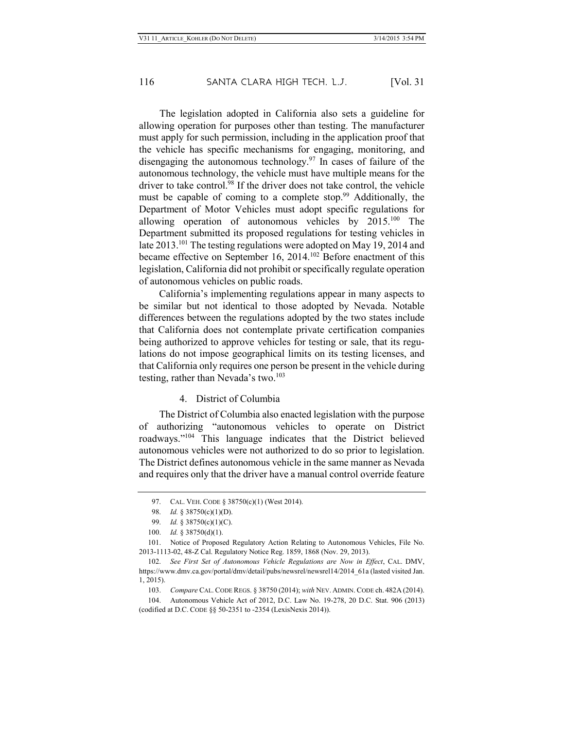The legislation adopted in California also sets a guideline for allowing operation for purposes other than testing. The manufacturer must apply for such permission, including in the application proof that the vehicle has specific mechanisms for engaging, monitoring, and disengaging the autonomous technology.[97] In cases of failure of the autonomous technology, the vehicle must have multiple means for the driver to take control.[98] If the driver does not take control, the vehicle must be capable of coming to a complete stop.[99] Additionally, the Department of Motor Vehicles must adopt specific regulations for allowing operation of autonomous vehicles by 2015.[100] The Department submitted its proposed regulations for testing vehicles in late 2013.[101] The testing regulations were adopted on May 19, 2014 and became effective on September 16, 2014.[102] Before enactment of this legislation, California did not prohibit or specifically regulate operation of autonomous vehicles on public roads.

California's implementing regulations appear in many aspects to be similar but not identical to those adopted by Nevada. Notable differences between the regulations adopted by the two states include that California does not contemplate private certification companies being authorized to approve vehicles for testing or sale, that its regulations do not impose geographical limits on its testing licenses, and that California only requires one person be present in the vehicle during testing, rather than Nevada's two.[103]

#### 4. District of Columbia

The District of Columbia also enacted legislation with the purpose of authorizing "autonomous vehicles to operate on District roadways."[104] This language indicates that the District believed autonomous vehicles were not authorized to do so prior to legislation. The District defines autonomous vehicle in the same manner as Nevada and requires only that the driver have a manual control override feature

---

97. CAL. VEH. CODE § 38750(c)(1) (West 2014).

98. *Id.* § 38750(c)(1)(D).

99. *Id.* § 38750(c)(1)(C).

100. *Id.* § 38750(d)(1).

101. Notice of Proposed Regulatory Action Relating to Autonomous Vehicles, File No. 2013-1113-02, 48-Z Cal. Regulatory Notice Reg. 1859, 1868 (Nov. 29, 2013).

102. *See First Set of Autonomous Vehicle Regulations are Now in Effect*, CAL. DMV, https://www.dmv.ca.gov/portal/dmv/detail/pubs/newsrel/newsrel14/2014_61a (lasted visited Jan. 1, 2015).

103. *Compare* CAL. CODE REGS. § 38750 (2014); *with* NEV. ADMIN. CODE ch. 482A (2014).

104. Autonomous Vehicle Act of 2012, D.C. Law No. 19-278, 20 D.C. Stat. 906 (2013) (codified at D.C. CODE §§ 50-2351 to -2354 (LexisNexis 2014)).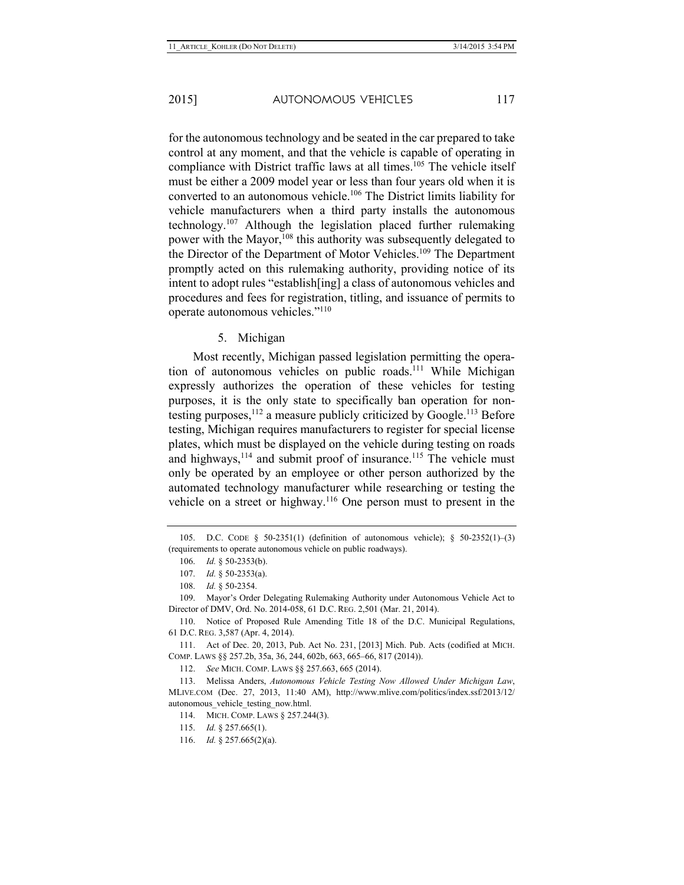for the autonomous technology and be seated in the car prepared to take control at any moment, and that the vehicle is capable of operating in compliance with District traffic laws at all times.[105] The vehicle itself must be either a 2009 model year or less than four years old when it is converted to an autonomous vehicle.[106] The District limits liability for vehicle manufacturers when a third party installs the autonomous technology.[107] Although the legislation placed further rulemaking power with the Mayor,[108] this authority was subsequently delegated to the Director of the Department of Motor Vehicles.[109] The Department promptly acted on this rulemaking authority, providing notice of its intent to adopt rules "establish[ing] a class of autonomous vehicles and procedures and fees for registration, titling, and issuance of permits to operate autonomous vehicles."[110]

### 5. Michigan

Most recently, Michigan passed legislation permitting the operation of autonomous vehicles on public roads.[111] While Michigan expressly authorizes the operation of these vehicles for testing purposes, it is the only state to specifically ban operation for non-testing purposes,[112] a measure publicly criticized by Google.[113] Before testing, Michigan requires manufacturers to register for special license plates, which must be displayed on the vehicle during testing on roads and highways,[114] and submit proof of insurance.[115] The vehicle must only be operated by an employee or other person authorized by the automated technology manufacturer while researching or testing the vehicle on a street or highway.[116] One person must to present in the

---

105. D.C. CODE § 50-2351(1) (definition of autonomous vehicle); § 50-2352(1)–(3) (requirements to operate autonomous vehicle on public roadways).

106. *Id.* § 50-2353(b).

107. *Id.* § 50-2353(a).

108. *Id.* § 50-2354.

109. Mayor's Order Delegating Rulemaking Authority under Autonomous Vehicle Act to Director of DMV, Ord. No. 2014-058, 61 D.C. REG. 2,501 (Mar. 21, 2014).

110. Notice of Proposed Rule Amending Title 18 of the D.C. Municipal Regulations, 61 D.C. REG. 3,587 (Apr. 4, 2014).

111. Act of Dec. 20, 2013, Pub. Act No. 231, [2013] Mich. Pub. Acts (codified at MICH. COMP. LAWS §§ 257.2b, 35a, 36, 244, 602b, 663, 665–66, 817 (2014)).

112. *See* MICH. COMP. LAWS §§ 257.663, 665 (2014).

113. Melissa Anders, *Autonomous Vehicle Testing Now Allowed Under Michigan Law*, MLIVE.COM (Dec. 27, 2013, 11:40 AM), http://www.mlive.com/politics/index.ssf/2013/12/autonomous_vehicle_testing_now.html.

114. MICH. COMP. LAWS § 257.244(3).

115. *Id.* § 257.665(1).

116. *Id.* § 257.665(2)(a).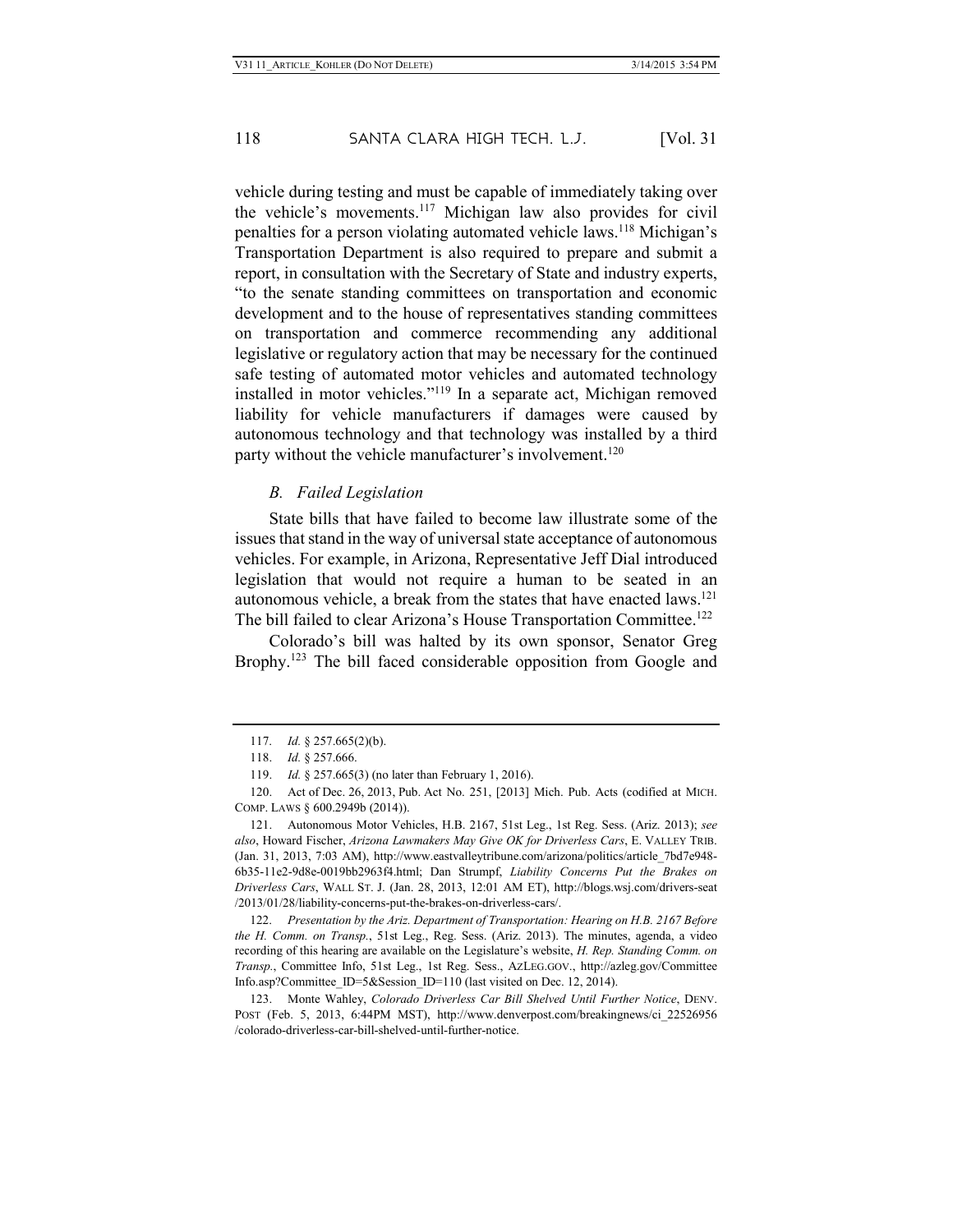vehicle during testing and must be capable of immediately taking over the vehicle's movements.[117] Michigan law also provides for civil penalties for a person violating automated vehicle laws.[118] Michigan's Transportation Department is also required to prepare and submit a report, in consultation with the Secretary of State and industry experts, "to the senate standing committees on transportation and economic development and to the house of representatives standing committees on transportation and commerce recommending any additional legislative or regulatory action that may be necessary for the continued safe testing of automated motor vehicles and automated technology installed in motor vehicles."[119] In a separate act, Michigan removed liability for vehicle manufacturers if damages were caused by autonomous technology and that technology was installed by a third party without the vehicle manufacturer's involvement.[120]

### *B. Failed Legislation*

State bills that have failed to become law illustrate some of the issues that stand in the way of universal state acceptance of autonomous vehicles. For example, in Arizona, Representative Jeff Dial introduced legislation that would not require a human to be seated in an autonomous vehicle, a break from the states that have enacted laws.[121] The bill failed to clear Arizona's House Transportation Committee.[122]

Colorado's bill was halted by its own sponsor, Senator Greg Brophy.[123] The bill faced considerable opposition from Google and

---

117. *Id.* § 257.665(2)(b).

118. *Id.* § 257.666.

119. *Id.* § 257.665(3) (no later than February 1, 2016).

120. Act of Dec. 26, 2013, Pub. Act No. 251, [2013] Mich. Pub. Acts (codified at MICH. COMP. LAWS § 600.2949b (2014)).

121. Autonomous Motor Vehicles, H.B. 2167, 51st Leg., 1st Reg. Sess. (Ariz. 2013); *see also*, Howard Fischer, *Arizona Lawmakers May Give OK for Driverless Cars*, E. VALLEY TRIB. (Jan. 31, 2013, 7:03 AM), http://www.eastvalleytribune.com/arizona/politics/article_7bd7e948-6b35-11e2-9d8e-0019bb2963f4.html; Dan Strumpf, *Liability Concerns Put the Brakes on Driverless Cars*, WALL ST. J. (Jan. 28, 2013, 12:01 AM ET), http://blogs.wsj.com/drivers-seat/2013/01/28/liability-concerns-put-the-brakes-on-driverless-cars/.

122. *Presentation by the Ariz. Department of Transportation: Hearing on H.B. 2167 Before the H. Comm. on Transp.*, 51st Leg., Reg. Sess. (Ariz. 2013). The minutes, agenda, a video recording of this hearing are available on the Legislature's website, *H. Rep. Standing Comm. on Transp.*, Committee Info, 51st Leg., 1st Reg. Sess., AZLEG.GOV., http://azleg.gov/CommitteeInfo.asp?Committee_ID=5&Session_ID=110 (last visited on Dec. 12, 2014).

123. Monte Wahley, *Colorado Driverless Car Bill Shelved Until Further Notice*, DENV. POST (Feb. 5, 2013, 6:44PM MST), http://www.denverpost.com/breakingnews/ci_22526956/colorado-driverless-car-bill-shelved-until-further-notice.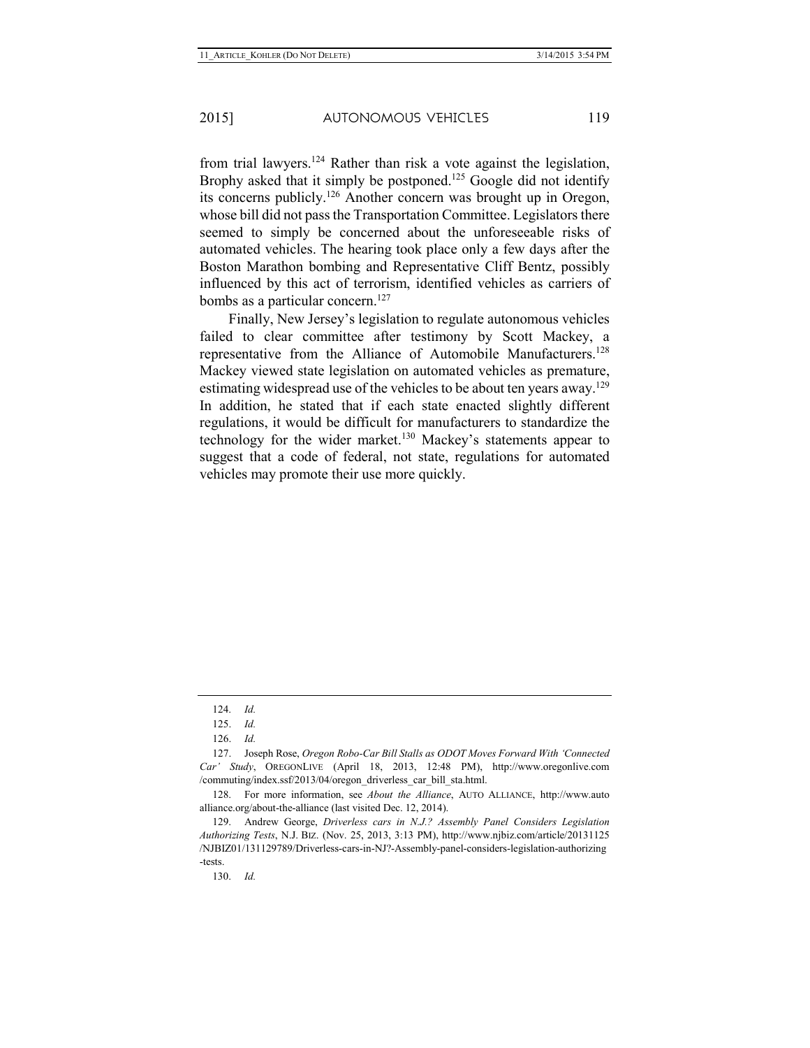from trial lawyers.[124] Rather than risk a vote against the legislation, Brophy asked that it simply be postponed.[125] Google did not identify its concerns publicly.[126] Another concern was brought up in Oregon, whose bill did not pass the Transportation Committee. Legislators there seemed to simply be concerned about the unforeseeable risks of automated vehicles. The hearing took place only a few days after the Boston Marathon bombing and Representative Cliff Bentz, possibly influenced by this act of terrorism, identified vehicles as carriers of bombs as a particular concern.[127]

Finally, New Jersey's legislation to regulate autonomous vehicles failed to clear committee after testimony by Scott Mackey, a representative from the Alliance of Automobile Manufacturers.[128] Mackey viewed state legislation on automated vehicles as premature, estimating widespread use of the vehicles to be about ten years away.[129] In addition, he stated that if each state enacted slightly different regulations, it would be difficult for manufacturers to standardize the technology for the wider market.[130] Mackey's statements appear to suggest that a code of federal, not state, regulations for automated vehicles may promote their use more quickly.

---

124. *Id.*

125. *Id.*

126. *Id.*

127. Joseph Rose, *Oregon Robo-Car Bill Stalls as ODOT Moves Forward With 'Connected Car' Study*, OREGONLIVE (April 18, 2013, 12:48 PM), http://www.oregonlive.com/commuting/index.ssf/2013/04/oregon_driverless_car_bill_sta.html.

128. For more information, see *About the Alliance*, AUTO ALLIANCE, http://www.autoalliance.org/about-the-alliance (last visited Dec. 12, 2014).

129. Andrew George, *Driverless cars in N.J.? Assembly Panel Considers Legislation Authorizing Tests*, N.J. BIZ. (Nov. 25, 2013, 3:13 PM), http://www.njbiz.com/article/20131125/NJBIZ01/131129789/Driverless-cars-in-NJ?-Assembly-panel-considers-legislation-authorizing-tests.

130. *Id.*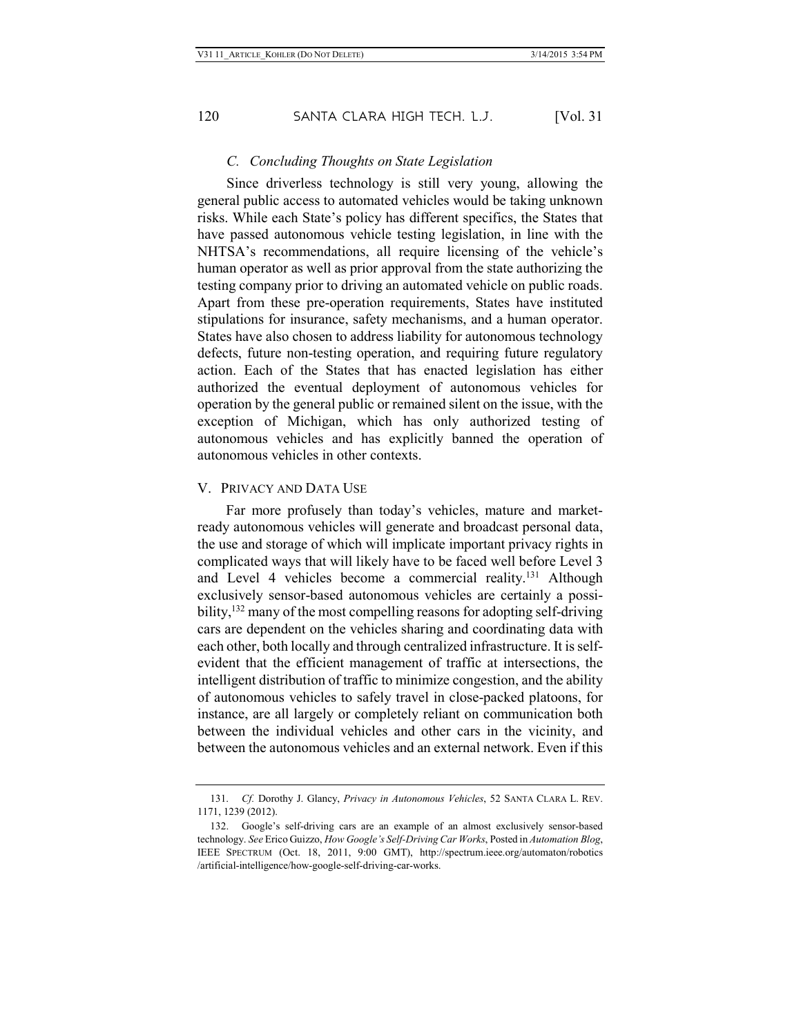### *C. Concluding Thoughts on State Legislation*

Since driverless technology is still very young, allowing the general public access to automated vehicles would be taking unknown risks. While each State's policy has different specifics, the States that have passed autonomous vehicle testing legislation, in line with the NHTSA's recommendations, all require licensing of the vehicle's human operator as well as prior approval from the state authorizing the testing company prior to driving an automated vehicle on public roads. Apart from these pre-operation requirements, States have instituted stipulations for insurance, safety mechanisms, and a human operator. States have also chosen to address liability for autonomous technology defects, future non-testing operation, and requiring future regulatory action. Each of the States that has enacted legislation has either authorized the eventual deployment of autonomous vehicles for operation by the general public or remained silent on the issue, with the exception of Michigan, which has only authorized testing of autonomous vehicles and has explicitly banned the operation of autonomous vehicles in other contexts.

## V. PRIVACY AND DATA USE

Far more profusely than today's vehicles, mature and market-ready autonomous vehicles will generate and broadcast personal data, the use and storage of which will implicate important privacy rights in complicated ways that will likely have to be faced well before Level 3 and Level 4 vehicles become a commercial reality.[131] Although exclusively sensor-based autonomous vehicles are certainly a possibility,[132] many of the most compelling reasons for adopting self-driving cars are dependent on the vehicles sharing and coordinating data with each other, both locally and through centralized infrastructure. It is self-evident that the efficient management of traffic at intersections, the intelligent distribution of traffic to minimize congestion, and the ability of autonomous vehicles to safely travel in close-packed platoons, for instance, are all largely or completely reliant on communication both between the individual vehicles and other cars in the vicinity, and between the autonomous vehicles and an external network. Even if this

---

131. *Cf.* Dorothy J. Glancy, *Privacy in Autonomous Vehicles*, 52 SANTA CLARA L. REV. 1171, 1239 (2012).

132. Google's self-driving cars are an example of an almost exclusively sensor-based technology. *See* Erico Guizzo, *How Google's Self-Driving Car Works*, Posted in *Automation Blog*, IEEE SPECTRUM (Oct. 18, 2011, 9:00 GMT), http://spectrum.ieee.org/automaton/robotics/artificial-intelligence/how-google-self-driving-car-works.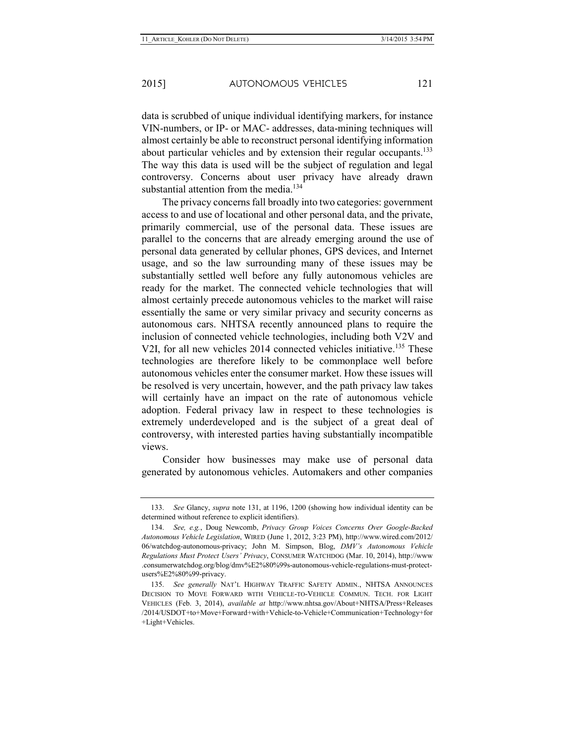data is scrubbed of unique individual identifying markers, for instance VIN-numbers, or IP- or MAC- addresses, data-mining techniques will almost certainly be able to reconstruct personal identifying information about particular vehicles and by extension their regular occupants.[133] The way this data is used will be the subject of regulation and legal controversy. Concerns about user privacy have already drawn substantial attention from the media.[134]

The privacy concerns fall broadly into two categories: government access to and use of locational and other personal data, and the private, primarily commercial, use of the personal data. These issues are parallel to the concerns that are already emerging around the use of personal data generated by cellular phones, GPS devices, and Internet usage, and so the law surrounding many of these issues may be substantially settled well before any fully autonomous vehicles are ready for the market. The connected vehicle technologies that will almost certainly precede autonomous vehicles to the market will raise essentially the same or very similar privacy and security concerns as autonomous cars. NHTSA recently announced plans to require the inclusion of connected vehicle technologies, including both V2V and V2I, for all new vehicles 2014 connected vehicles initiative.[135] These technologies are therefore likely to be commonplace well before autonomous vehicles enter the consumer market. How these issues will be resolved is very uncertain, however, and the path privacy law takes will certainly have an impact on the rate of autonomous vehicle adoption. Federal privacy law in respect to these technologies is extremely underdeveloped and is the subject of a great deal of controversy, with interested parties having substantially incompatible views.

Consider how businesses may make use of personal data generated by autonomous vehicles. Automakers and other companies

---

133. *See* Glancy, *supra* note 131, at 1196, 1200 (showing how individual identity can be determined without reference to explicit identifiers).

134. *See, e.g.*, Doug Newcomb, *Privacy Group Voices Concerns Over Google-Backed Autonomous Vehicle Legislation*, WIRED (June 1, 2012, 3:23 PM), http://www.wired.com/2012/06/watchdog-autonomous-privacy; John M. Simpson, Blog, *DMV's Autonomous Vehicle Regulations Must Protect Users' Privacy*, CONSUMER WATCHDOG (Mar. 10, 2014), http://www.consumerwatchdog.org/blog/dmv%E2%80%99s-autonomous-vehicle-regulations-must-protect-users%E2%80%99-privacy.

135. *See generally* NAT'L HIGHWAY TRAFFIC SAFETY ADMIN., NHTSA ANNOUNCES DECISION TO MOVE FORWARD WITH VEHICLE-TO-VEHICLE COMMUN. TECH. FOR LIGHT VEHICLES (Feb. 3, 2014), *available at* http://www.nhtsa.gov/About+NHTSA/Press+Releases/2014/USDOT+to+Move+Forward+with+Vehicle-to-Vehicle+Communication+Technology+for+Light+Vehicles.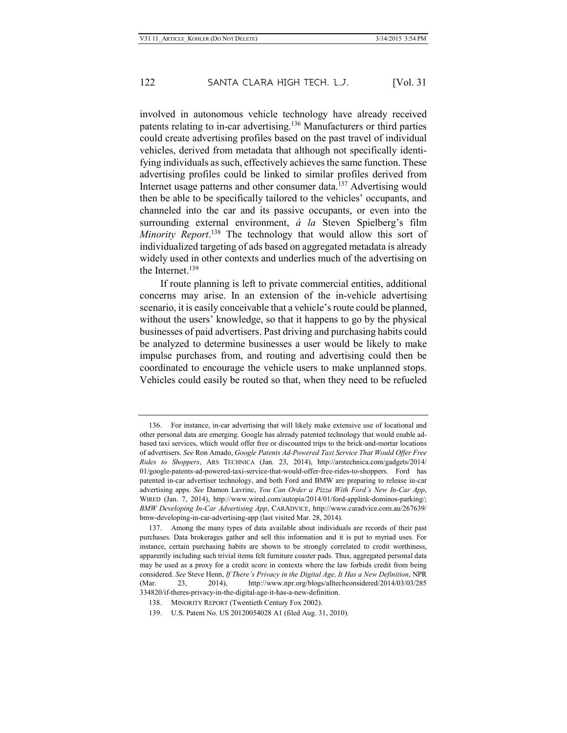involved in autonomous vehicle technology have already received patents relating to in-car advertising.[136] Manufacturers or third parties could create advertising profiles based on the past travel of individual vehicles, derived from metadata that although not specifically identifying individuals as such, effectively achieves the same function. These advertising profiles could be linked to similar profiles derived from Internet usage patterns and other consumer data.[137] Advertising would then be able to be specifically tailored to the vehicles' occupants, and channeled into the car and its passive occupants, or even into the surrounding external environment, *à la* Steven Spielberg's film *Minority Report*.[138] The technology that would allow this sort of individualized targeting of ads based on aggregated metadata is already widely used in other contexts and underlies much of the advertising on the Internet.[139]

If route planning is left to private commercial entities, additional concerns may arise. In an extension of the in-vehicle advertising scenario, it is easily conceivable that a vehicle's route could be planned, without the users' knowledge, so that it happens to go by the physical businesses of paid advertisers. Past driving and purchasing habits could be analyzed to determine businesses a user would be likely to make impulse purchases from, and routing and advertising could then be coordinated to encourage the vehicle users to make unplanned stops. Vehicles could easily be routed so that, when they need to be refueled

---

136. For instance, in-car advertising that will likely make extensive use of locational and other personal data are emerging. Google has already patented technology that would enable ad-based taxi services, which would offer free or discounted trips to the brick-and-mortar locations of advertisers. *See* Ron Amado, *Google Patents Ad-Powered Taxi Service That Would Offer Free Rides to Shoppers*, ARS TECHNICA (Jan. 23, 2014), http://arstechnica.com/gadgets/2014/01/google-patents-ad-powered-taxi-service-that-would-offer-free-rides-to-shoppers. Ford has patented in-car advertiser technology, and both Ford and BMW are preparing to release in-car advertising apps. *See* Damon Lavrinc, *You Can Order a Pizza With Ford's New In-Car App*, WIRED (Jan. 7, 2014), http://www.wired.com/autopia/2014/01/ford-applink-dominos-parking/; *BMW Developing In-Car Advertising App*, CARADVICE, http://www.caradvice.com.au/267639/bmw-developing-in-car-advertising-app (last visited Mar. 28, 2014).

137. Among the many types of data available about individuals are records of their past purchases. Data brokerages gather and sell this information and it is put to myriad uses. For instance, certain purchasing habits are shown to be strongly correlated to credit worthiness, apparently including such trivial items felt furniture coaster pads. Thus, aggregated personal data may be used as a proxy for a credit score in contexts where the law forbids credit from being considered. *See* Steve Henn, *If There's Privacy in the Digital Age, It Has a New Definition*, NPR (Mar. 23, 2014), http://www.npr.org/blogs/alltechconsidered/2014/03/03/285334820/if-theres-privacy-in-the-digital-age-it-has-a-new-definition.

138. MINORITY REPORT (Twentieth Century Fox 2002).

139. U.S. Patent No. US 20120054028 A1 (filed Aug. 31, 2010).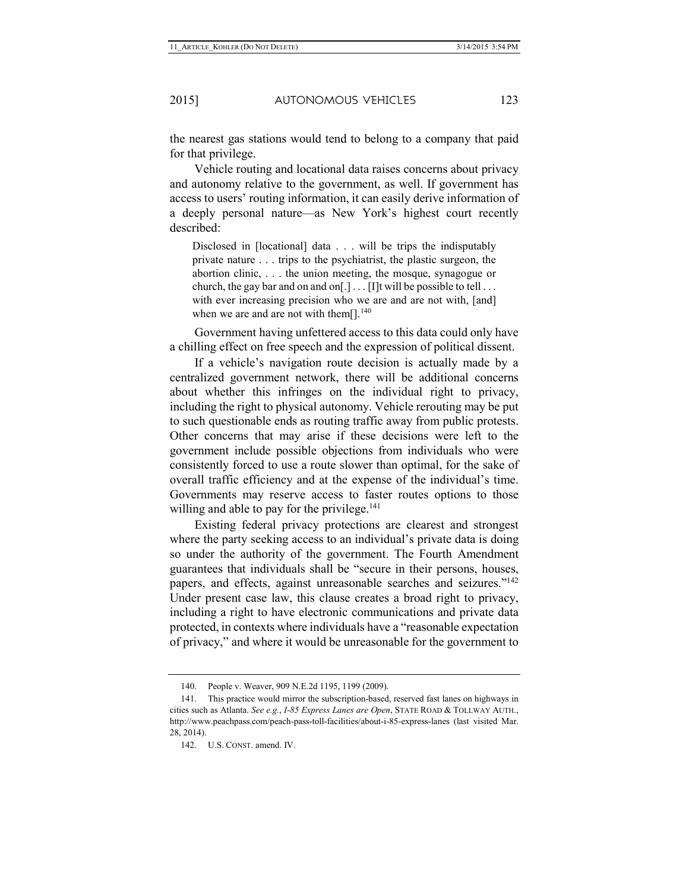the nearest gas stations would tend to belong to a company that paid for that privilege.

Vehicle routing and locational data raises concerns about privacy and autonomy relative to the government, as well. If government has access to users' routing information, it can easily derive information of a deeply personal nature—as New York's highest court recently described:

> Disclosed in [locational] data . . . will be trips the indisputably private nature . . . trips to the psychiatrist, the plastic surgeon, the abortion clinic, . . . the union meeting, the mosque, synagogue or church, the gay bar and on and on[.] . . . [I]t will be possible to tell . . . with ever increasing precision who we are and are not with, [and] when we are and are not with them[].[140]

Government having unfettered access to this data could only have a chilling effect on free speech and the expression of political dissent.

If a vehicle's navigation route decision is actually made by a centralized government network, there will be additional concerns about whether this infringes on the individual right to privacy, including the right to physical autonomy. Vehicle rerouting may be put to such questionable ends as routing traffic away from public protests. Other concerns that may arise if these decisions were left to the government include possible objections from individuals who were consistently forced to use a route slower than optimal, for the sake of overall traffic efficiency and at the expense of the individual's time. Governments may reserve access to faster routes options to those willing and able to pay for the privilege.[141]

Existing federal privacy protections are clearest and strongest where the party seeking access to an individual's private data is doing so under the authority of the government. The Fourth Amendment guarantees that individuals shall be "secure in their persons, houses, papers, and effects, against unreasonable searches and seizures."[142] Under present case law, this clause creates a broad right to privacy, including a right to have electronic communications and private data protected, in contexts where individuals have a "reasonable expectation of privacy," and where it would be unreasonable for the government to

---

140. People v. Weaver, 909 N.E.2d 1195, 1199 (2009).

141. This practice would mirror the subscription-based, reserved fast lanes on highways in cities such as Atlanta. *See e.g.*, *I-85 Express Lanes are Open*, STATE ROAD & TOLLWAY AUTH., http://www.peachpass.com/peach-pass-toll-facilities/about-i-85-express-lanes (last visited Mar. 28, 2014).

142. U.S. CONST. amend. IV.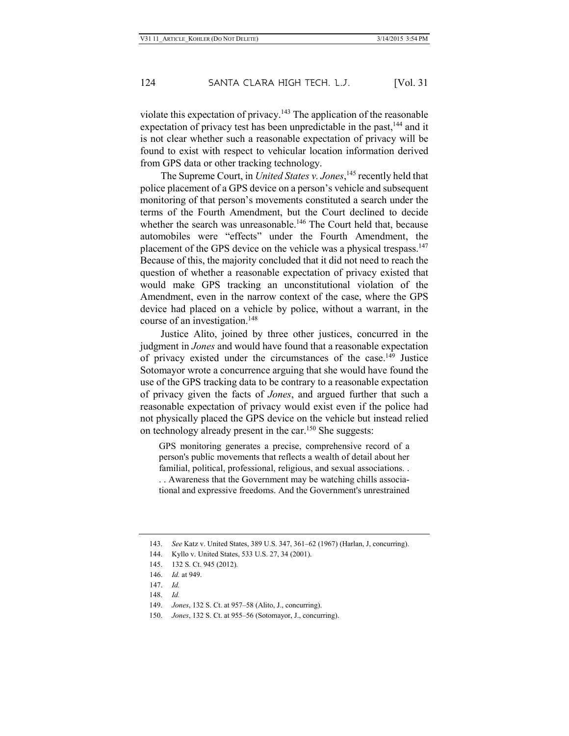violate this expectation of privacy.[143] The application of the reasonable expectation of privacy test has been unpredictable in the past,[144] and it is not clear whether such a reasonable expectation of privacy will be found to exist with respect to vehicular location information derived from GPS data or other tracking technology.

The Supreme Court, in *United States v. Jones*,[145] recently held that police placement of a GPS device on a person's vehicle and subsequent monitoring of that person's movements constituted a search under the terms of the Fourth Amendment, but the Court declined to decide whether the search was unreasonable.[146] The Court held that, because automobiles were "effects" under the Fourth Amendment, the placement of the GPS device on the vehicle was a physical trespass.[147] Because of this, the majority concluded that it did not need to reach the question of whether a reasonable expectation of privacy existed that would make GPS tracking an unconstitutional violation of the Amendment, even in the narrow context of the case, where the GPS device had placed on a vehicle by police, without a warrant, in the course of an investigation.[148]

Justice Alito, joined by three other justices, concurred in the judgment in *Jones* and would have found that a reasonable expectation of privacy existed under the circumstances of the case.[149] Justice Sotomayor wrote a concurrence arguing that she would have found the use of the GPS tracking data to be contrary to a reasonable expectation of privacy given the facts of *Jones*, and argued further that such a reasonable expectation of privacy would exist even if the police had not physically placed the GPS device on the vehicle but instead relied on technology already present in the car.[150] She suggests:

> GPS monitoring generates a precise, comprehensive record of a person's public movements that reflects a wealth of detail about her familial, political, professional, religious, and sexual associations. . . . Awareness that the Government may be watching chills associational and expressive freedoms. And the Government's unrestrained

---

143. *See* Katz v. United States, 389 U.S. 347, 361–62 (1967) (Harlan, J, concurring).

144. Kyllo v. United States, 533 U.S. 27, 34 (2001).

145. 132 S. Ct. 945 (2012).

146. *Id.* at 949.

147. *Id.*

148. *Id.*

149. *Jones*, 132 S. Ct. at 957–58 (Alito, J., concurring).

150. *Jones*, 132 S. Ct. at 955–56 (Sotomayor, J., concurring).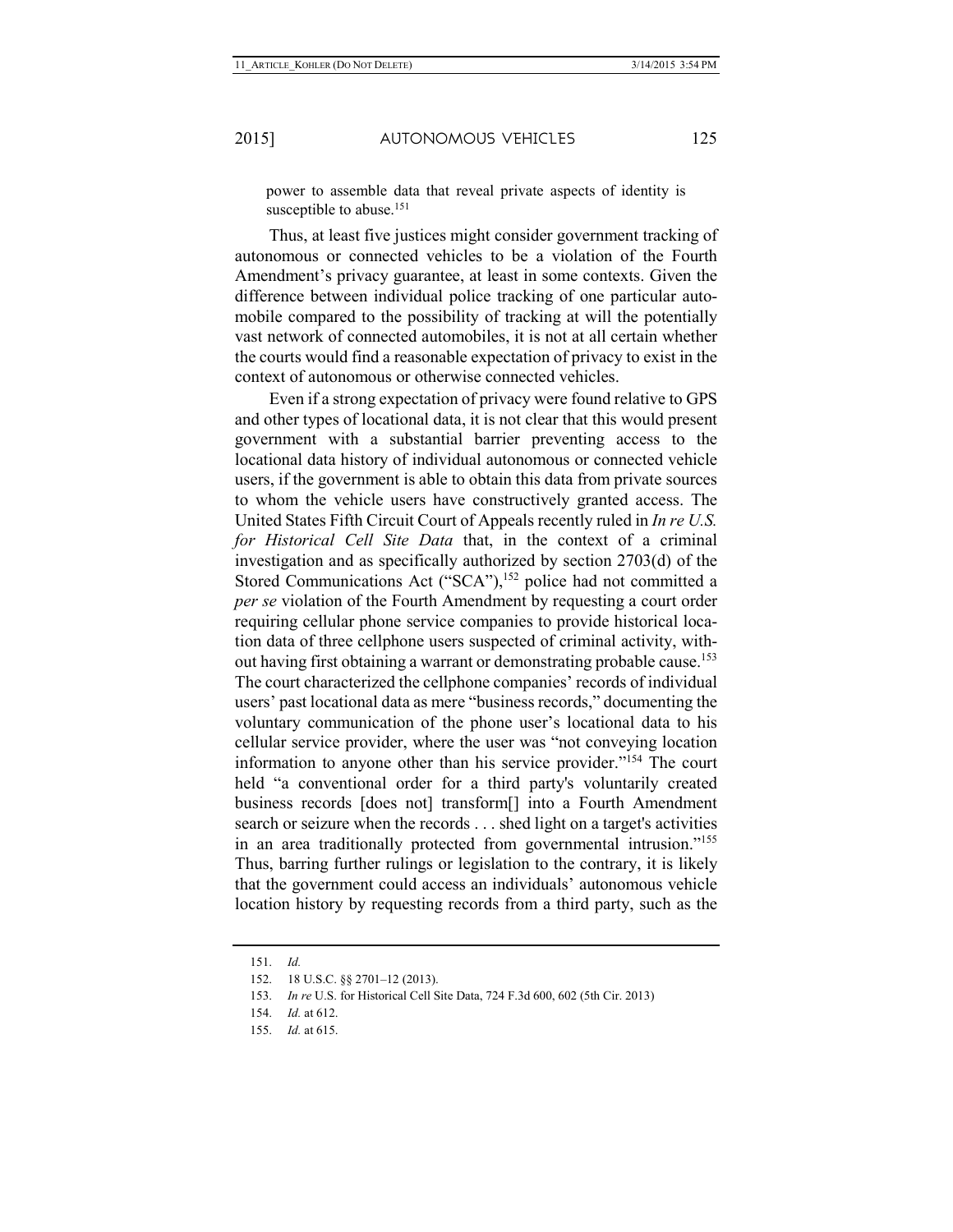> power to assemble data that reveal private aspects of identity is susceptible to abuse.[151]

Thus, at least five justices might consider government tracking of autonomous or connected vehicles to be a violation of the Fourth Amendment's privacy guarantee, at least in some contexts. Given the difference between individual police tracking of one particular automobile compared to the possibility of tracking at will the potentially vast network of connected automobiles, it is not at all certain whether the courts would find a reasonable expectation of privacy to exist in the context of autonomous or otherwise connected vehicles.

Even if a strong expectation of privacy were found relative to GPS and other types of locational data, it is not clear that this would present government with a substantial barrier preventing access to the locational data history of individual autonomous or connected vehicle users, if the government is able to obtain this data from private sources to whom the vehicle users have constructively granted access. The United States Fifth Circuit Court of Appeals recently ruled in *In re U.S. for Historical Cell Site Data* that, in the context of a criminal investigation and as specifically authorized by section 2703(d) of the Stored Communications Act ("SCA"),[152] police had not committed a *per se* violation of the Fourth Amendment by requesting a court order requiring cellular phone service companies to provide historical location data of three cellphone users suspected of criminal activity, without having first obtaining a warrant or demonstrating probable cause.[153] The court characterized the cellphone companies' records of individual users' past locational data as mere "business records," documenting the voluntary communication of the phone user's locational data to his cellular service provider, where the user was "not conveying location information to anyone other than his service provider."[154] The court held "a conventional order for a third party's voluntarily created business records [does not] transform[] into a Fourth Amendment search or seizure when the records . . . shed light on a target's activities in an area traditionally protected from governmental intrusion."[155] Thus, barring further rulings or legislation to the contrary, it is likely that the government could access an individuals' autonomous vehicle location history by requesting records from a third party, such as the

---

151. *Id.*

152. 18 U.S.C. §§ 2701–12 (2013).

153. *In re* U.S. for Historical Cell Site Data, 724 F.3d 600, 602 (5th Cir. 2013)

154. *Id.* at 612.

155. *Id.* at 615.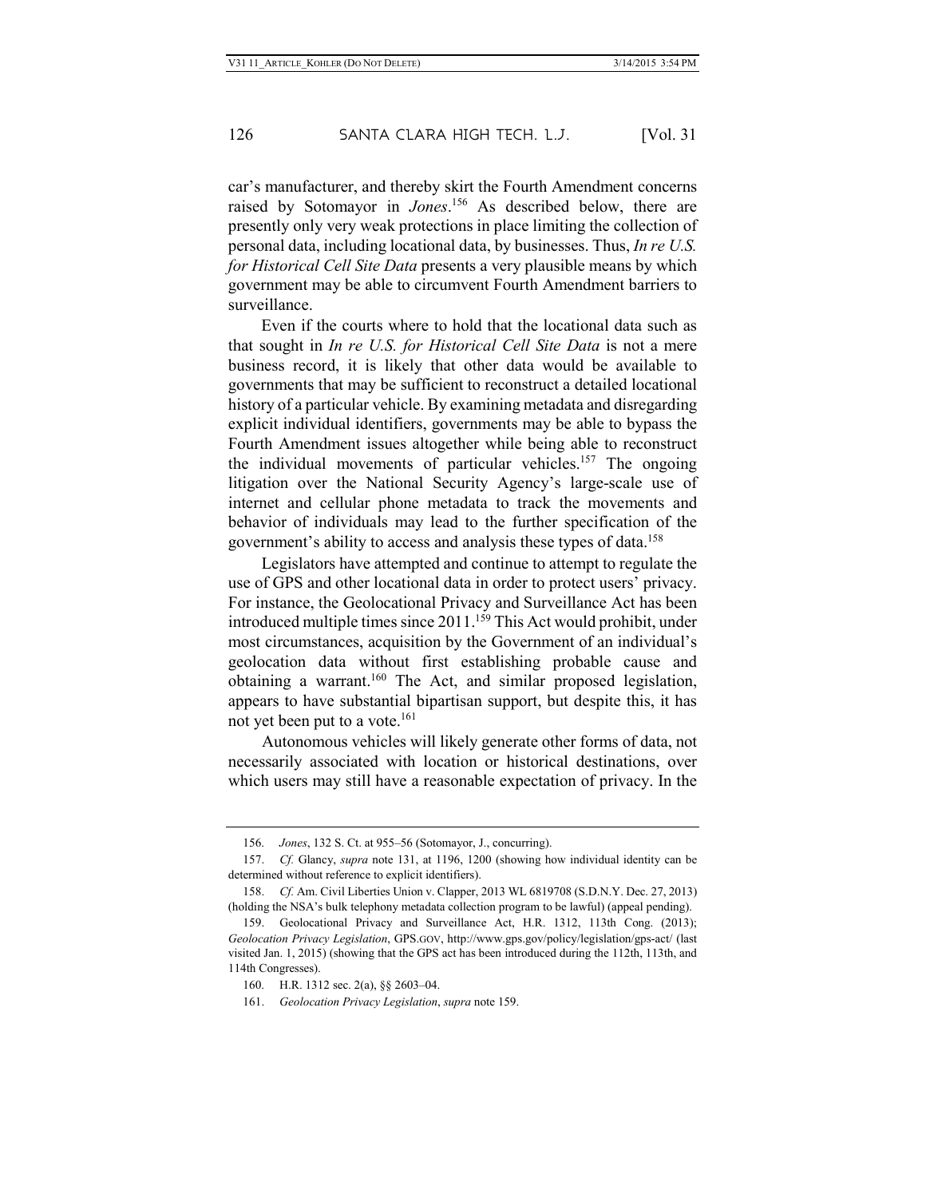car's manufacturer, and thereby skirt the Fourth Amendment concerns raised by Sotomayor in *Jones*.[156] As described below, there are presently only very weak protections in place limiting the collection of personal data, including locational data, by businesses. Thus, *In re U.S. for Historical Cell Site Data* presents a very plausible means by which government may be able to circumvent Fourth Amendment barriers to surveillance.

Even if the courts where to hold that the locational data such as that sought in *In re U.S. for Historical Cell Site Data* is not a mere business record, it is likely that other data would be available to governments that may be sufficient to reconstruct a detailed locational history of a particular vehicle. By examining metadata and disregarding explicit individual identifiers, governments may be able to bypass the Fourth Amendment issues altogether while being able to reconstruct the individual movements of particular vehicles.[157] The ongoing litigation over the National Security Agency's large-scale use of internet and cellular phone metadata to track the movements and behavior of individuals may lead to the further specification of the government's ability to access and analysis these types of data.[158]

Legislators have attempted and continue to attempt to regulate the use of GPS and other locational data in order to protect users' privacy. For instance, the Geolocational Privacy and Surveillance Act has been introduced multiple times since 2011.[159] This Act would prohibit, under most circumstances, acquisition by the Government of an individual's geolocation data without first establishing probable cause and obtaining a warrant.[160] The Act, and similar proposed legislation, appears to have substantial bipartisan support, but despite this, it has not yet been put to a vote.[161]

Autonomous vehicles will likely generate other forms of data, not necessarily associated with location or historical destinations, over which users may still have a reasonable expectation of privacy. In the

---

156. *Jones*, 132 S. Ct. at 955–56 (Sotomayor, J., concurring).

157. *Cf.* Glancy, *supra* note 131, at 1196, 1200 (showing how individual identity can be determined without reference to explicit identifiers).

158. *Cf.* Am. Civil Liberties Union v. Clapper, 2013 WL 6819708 (S.D.N.Y. Dec. 27, 2013) (holding the NSA's bulk telephony metadata collection program to be lawful) (appeal pending).

159. Geolocational Privacy and Surveillance Act, H.R. 1312, 113th Cong. (2013); *Geolocation Privacy Legislation*, GPS.GOV, http://www.gps.gov/policy/legislation/gps-act/ (last visited Jan. 1, 2015) (showing that the GPS act has been introduced during the 112th, 113th, and 114th Congresses).

160. H.R. 1312 sec. 2(a), §§ 2603–04.

161. *Geolocation Privacy Legislation*, *supra* note 159.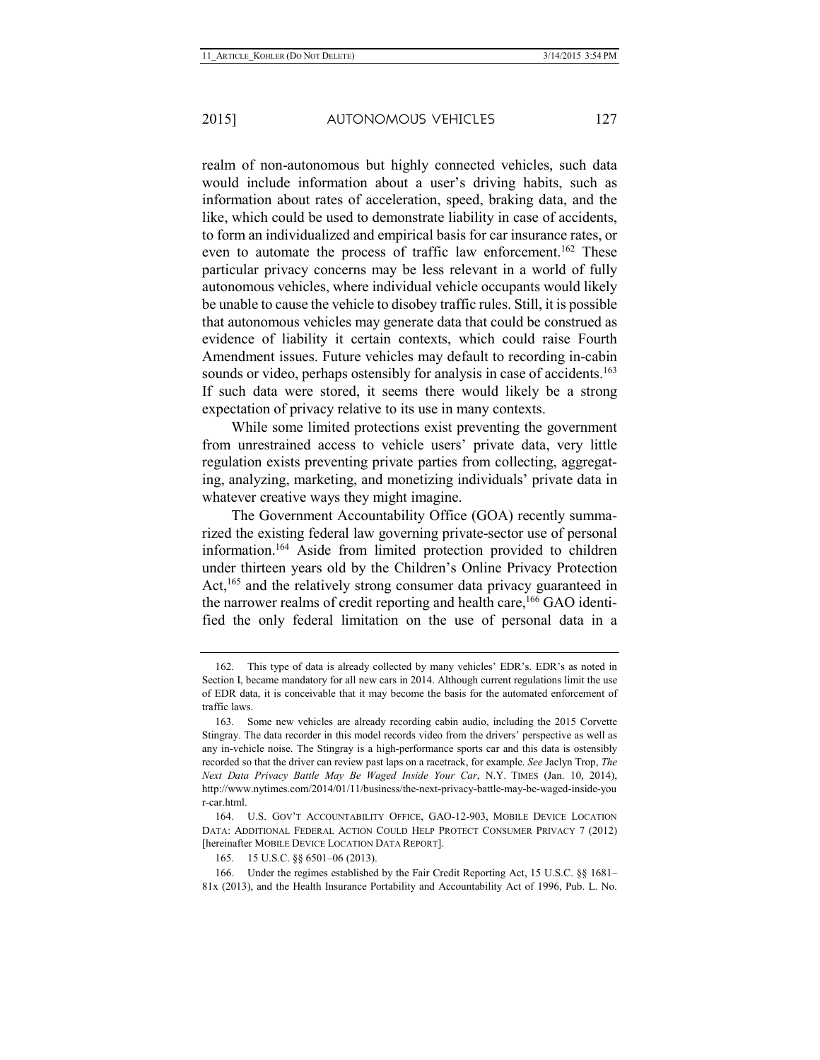realm of non-autonomous but highly connected vehicles, such data would include information about a user's driving habits, such as information about rates of acceleration, speed, braking data, and the like, which could be used to demonstrate liability in case of accidents, to form an individualized and empirical basis for car insurance rates, or even to automate the process of traffic law enforcement.[162] These particular privacy concerns may be less relevant in a world of fully autonomous vehicles, where individual vehicle occupants would likely be unable to cause the vehicle to disobey traffic rules. Still, it is possible that autonomous vehicles may generate data that could be construed as evidence of liability it certain contexts, which could raise Fourth Amendment issues. Future vehicles may default to recording in-cabin sounds or video, perhaps ostensibly for analysis in case of accidents.[163] If such data were stored, it seems there would likely be a strong expectation of privacy relative to its use in many contexts.

While some limited protections exist preventing the government from unrestrained access to vehicle users' private data, very little regulation exists preventing private parties from collecting, aggregating, analyzing, marketing, and monetizing individuals' private data in whatever creative ways they might imagine.

The Government Accountability Office (GOA) recently summarized the existing federal law governing private-sector use of personal information.[164] Aside from limited protection provided to children under thirteen years old by the Children's Online Privacy Protection Act,[165] and the relatively strong consumer data privacy guaranteed in the narrower realms of credit reporting and health care,[166] GAO identified the only federal limitation on the use of personal data in a

---

162. This type of data is already collected by many vehicles' EDR's. EDR's as noted in Section I, became mandatory for all new cars in 2014. Although current regulations limit the use of EDR data, it is conceivable that it may become the basis for the automated enforcement of traffic laws.

163. Some new vehicles are already recording cabin audio, including the 2015 Corvette Stingray. The data recorder in this model records video from the drivers' perspective as well as any in-vehicle noise. The Stingray is a high-performance sports car and this data is ostensibly recorded so that the driver can review past laps on a racetrack, for example. *See* Jaclyn Trop, *The Next Data Privacy Battle May Be Waged Inside Your Car*, N.Y. TIMES (Jan. 10, 2014), http://www.nytimes.com/2014/01/11/business/the-next-privacy-battle-may-be-waged-inside-your-car.html.

164. U.S. GOV'T ACCOUNTABILITY OFFICE, GAO-12-903, MOBILE DEVICE LOCATION DATA: ADDITIONAL FEDERAL ACTION COULD HELP PROTECT CONSUMER PRIVACY 7 (2012) [hereinafter MOBILE DEVICE LOCATION DATA REPORT].

165. 15 U.S.C. §§ 6501–06 (2013).

166. Under the regimes established by the Fair Credit Reporting Act, 15 U.S.C. §§ 1681–81x (2013), and the Health Insurance Portability and Accountability Act of 1996, Pub. L. No.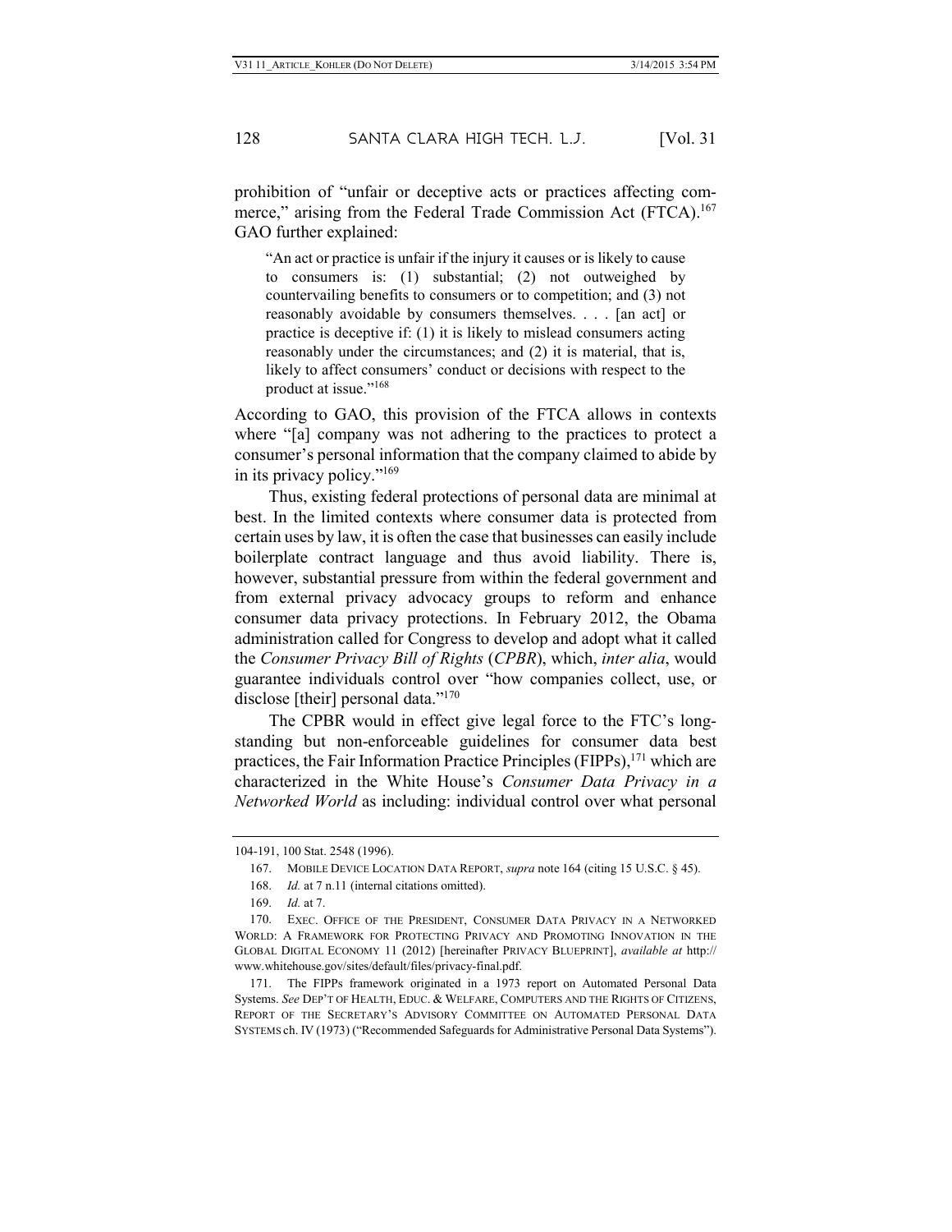prohibition of "unfair or deceptive acts or practices affecting commerce," arising from the Federal Trade Commission Act (FTCA).[167] GAO further explained:

> "An act or practice is unfair if the injury it causes or is likely to cause to consumers is: (1) substantial; (2) not outweighed by countervailing benefits to consumers or to competition; and (3) not reasonably avoidable by consumers themselves. . . . [an act] or practice is deceptive if: (1) it is likely to mislead consumers acting reasonably under the circumstances; and (2) it is material, that is, likely to affect consumers' conduct or decisions with respect to the product at issue."[168]

According to GAO, this provision of the FTCA allows in contexts where "[a] company was not adhering to the practices to protect a consumer's personal information that the company claimed to abide by in its privacy policy."[169]

Thus, existing federal protections of personal data are minimal at best. In the limited contexts where consumer data is protected from certain uses by law, it is often the case that businesses can easily include boilerplate contract language and thus avoid liability. There is, however, substantial pressure from within the federal government and from external privacy advocacy groups to reform and enhance consumer data privacy protections. In February 2012, the Obama administration called for Congress to develop and adopt what it called the *Consumer Privacy Bill of Rights* (*CPBR*), which, *inter alia*, would guarantee individuals control over "how companies collect, use, or disclose [their] personal data."[170]

The CPBR would in effect give legal force to the FTC's long-standing but non-enforceable guidelines for consumer data best practices, the Fair Information Practice Principles (FIPPs),[171] which are characterized in the White House's *Consumer Data Privacy in a Networked World* as including: individual control over what personal

---

104-191, 100 Stat. 2548 (1996).

167. MOBILE DEVICE LOCATION DATA REPORT, *supra* note 164 (citing 15 U.S.C. § 45).

168. *Id.* at 7 n.11 (internal citations omitted).

169. *Id.* at 7.

170. EXEC. OFFICE OF THE PRESIDENT, CONSUMER DATA PRIVACY IN A NETWORKED WORLD: A FRAMEWORK FOR PROTECTING PRIVACY AND PROMOTING INNOVATION IN THE GLOBAL DIGITAL ECONOMY 11 (2012) [hereinafter PRIVACY BLUEPRINT], *available at* http://www.whitehouse.gov/sites/default/files/privacy-final.pdf.

171. The FIPPs framework originated in a 1973 report on Automated Personal Data Systems. *See* DEP'T OF HEALTH, EDUC. & WELFARE, COMPUTERS AND THE RIGHTS OF CITIZENS, REPORT OF THE SECRETARY'S ADVISORY COMMITTEE ON AUTOMATED PERSONAL DATA SYSTEMS ch. IV (1973) ("Recommended Safeguards for Administrative Personal Data Systems").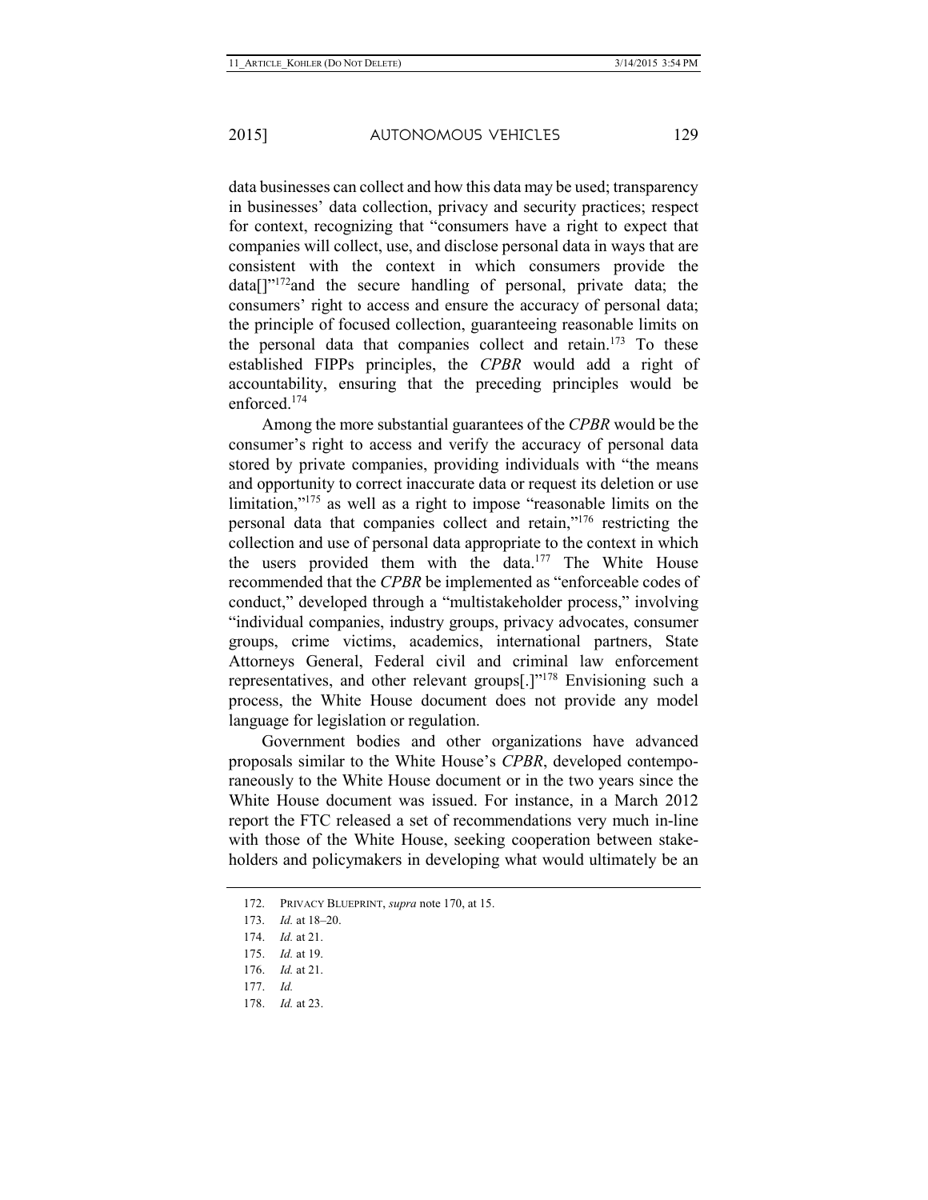data businesses can collect and how this data may be used; transparency in businesses' data collection, privacy and security practices; respect for context, recognizing that "consumers have a right to expect that companies will collect, use, and disclose personal data in ways that are consistent with the context in which consumers provide the data[]"[172]and the secure handling of personal, private data; the consumers' right to access and ensure the accuracy of personal data; the principle of focused collection, guaranteeing reasonable limits on the personal data that companies collect and retain.[173] To these established FIPPs principles, the *CPBR* would add a right of accountability, ensuring that the preceding principles would be enforced.[174]

Among the more substantial guarantees of the *CPBR* would be the consumer's right to access and verify the accuracy of personal data stored by private companies, providing individuals with "the means and opportunity to correct inaccurate data or request its deletion or use limitation,"[175] as well as a right to impose "reasonable limits on the personal data that companies collect and retain,"[176] restricting the collection and use of personal data appropriate to the context in which the users provided them with the data.[177] The White House recommended that the *CPBR* be implemented as "enforceable codes of conduct," developed through a "multistakeholder process," involving "individual companies, industry groups, privacy advocates, consumer groups, crime victims, academics, international partners, State Attorneys General, Federal civil and criminal law enforcement representatives, and other relevant groups[.]"[178] Envisioning such a process, the White House document does not provide any model language for legislation or regulation.

Government bodies and other organizations have advanced proposals similar to the White House's *CPBR*, developed contemporaneously to the White House document or in the two years since the White House document was issued. For instance, in a March 2012 report the FTC released a set of recommendations very much in-line with those of the White House, seeking cooperation between stakeholders and policymakers in developing what would ultimately be an

---

172. PRIVACY BLUEPRINT, *supra* note 170, at 15.

173. *Id.* at 18–20.

174. *Id.* at 21.

175. *Id.* at 19.

176. *Id.* at 21.

177. *Id.*

178. *Id.* at 23.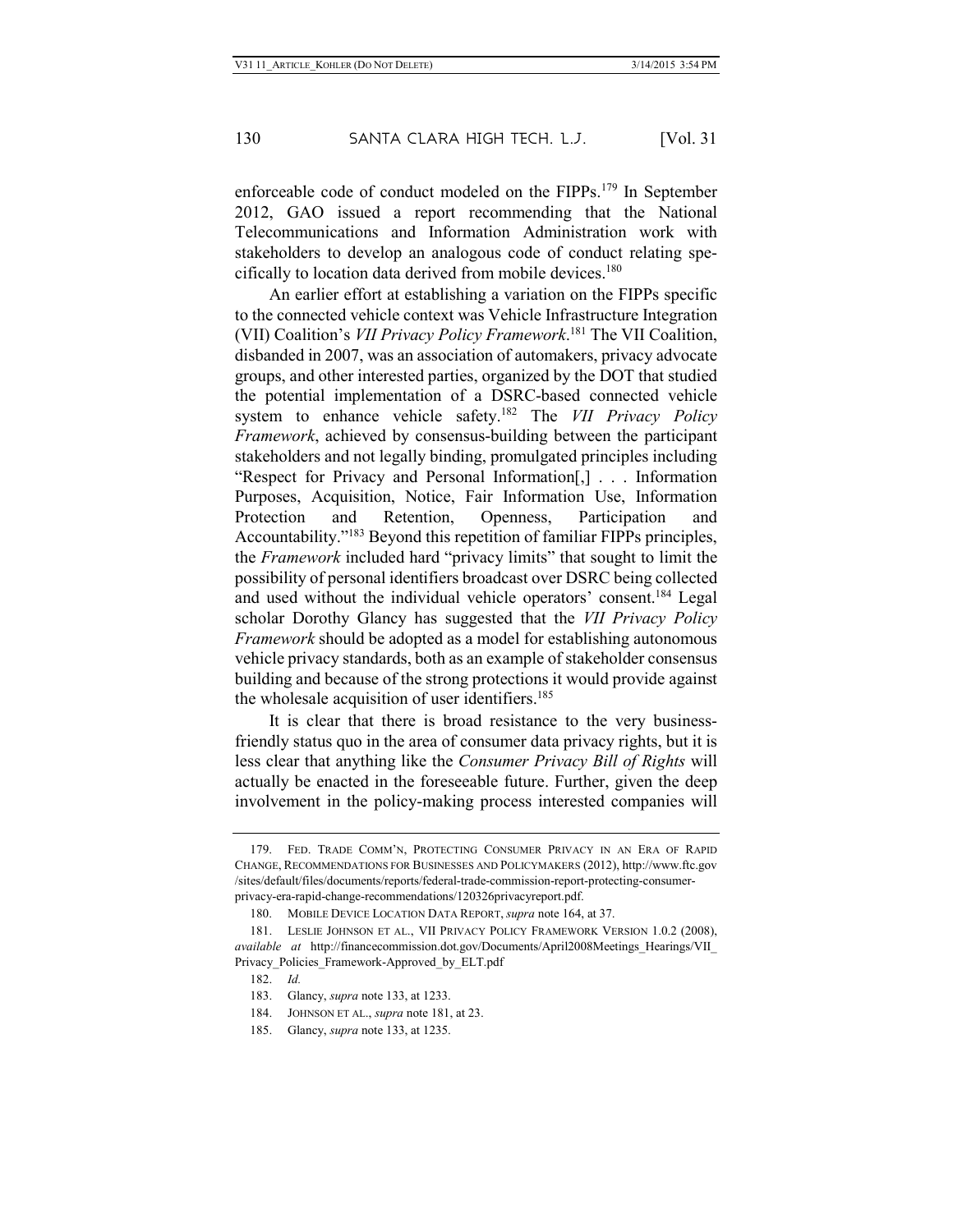enforceable code of conduct modeled on the FIPPs.[179] In September 2012, GAO issued a report recommending that the National Telecommunications and Information Administration work with stakeholders to develop an analogous code of conduct relating specifically to location data derived from mobile devices.[180]

An earlier effort at establishing a variation on the FIPPs specific to the connected vehicle context was Vehicle Infrastructure Integration (VII) Coalition's *VII Privacy Policy Framework*.[181] The VII Coalition, disbanded in 2007, was an association of automakers, privacy advocate groups, and other interested parties, organized by the DOT that studied the potential implementation of a DSRC-based connected vehicle system to enhance vehicle safety.[182] The *VII Privacy Policy Framework*, achieved by consensus-building between the participant stakeholders and not legally binding, promulgated principles including "Respect for Privacy and Personal Information[,] . . . Information Purposes, Acquisition, Notice, Fair Information Use, Information Protection and Retention, Openness, Participation and Accountability."[183] Beyond this repetition of familiar FIPPs principles, the *Framework* included hard "privacy limits" that sought to limit the possibility of personal identifiers broadcast over DSRC being collected and used without the individual vehicle operators' consent.[184] Legal scholar Dorothy Glancy has suggested that the *VII Privacy Policy Framework* should be adopted as a model for establishing autonomous vehicle privacy standards, both as an example of stakeholder consensus building and because of the strong protections it would provide against the wholesale acquisition of user identifiers.[185]

It is clear that there is broad resistance to the very business-friendly status quo in the area of consumer data privacy rights, but it is less clear that anything like the *Consumer Privacy Bill of Rights* will actually be enacted in the foreseeable future. Further, given the deep involvement in the policy-making process interested companies will

---

179. FED. TRADE COMM'N, PROTECTING CONSUMER PRIVACY IN AN ERA OF RAPID CHANGE, RECOMMENDATIONS FOR BUSINESSES AND POLICYMAKERS (2012), http://www.ftc.gov/sites/default/files/documents/reports/federal-trade-commission-report-protecting-consumer-privacy-era-rapid-change-recommendations/120326privacyreport.pdf.

180. MOBILE DEVICE LOCATION DATA REPORT, *supra* note 164, at 37.

181. LESLIE JOHNSON ET AL., VII PRIVACY POLICY FRAMEWORK VERSION 1.0.2 (2008), *available at* http://financecommission.dot.gov/Documents/April2008Meetings_Hearings/VII_Privacy_Policies_Framework-Approved_by_ELT.pdf

182. *Id.*

183. Glancy, *supra* note 133, at 1233.

184. JOHNSON ET AL., *supra* note 181, at 23.

185. Glancy, *supra* note 133, at 1235.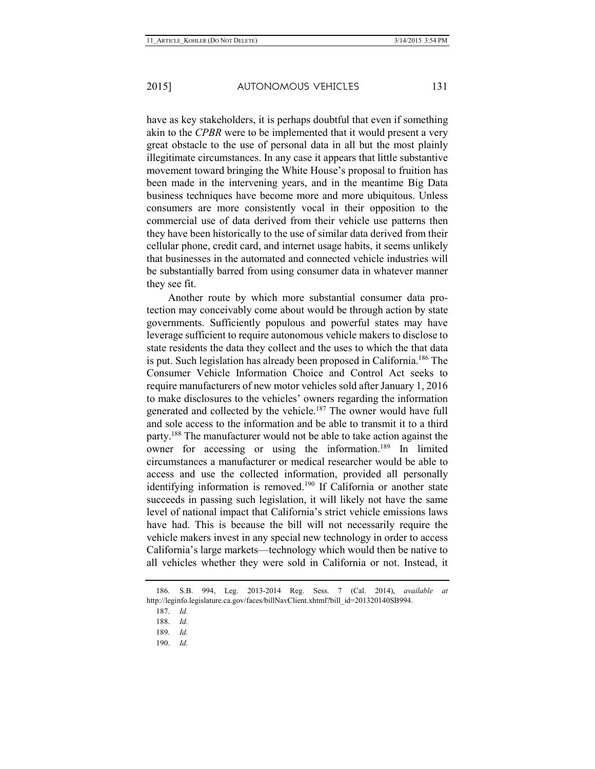have as key stakeholders, it is perhaps doubtful that even if something akin to the *CPBR* were to be implemented that it would present a very great obstacle to the use of personal data in all but the most plainly illegitimate circumstances. In any case it appears that little substantive movement toward bringing the White House's proposal to fruition has been made in the intervening years, and in the meantime Big Data business techniques have become more and more ubiquitous. Unless consumers are more consistently vocal in their opposition to the commercial use of data derived from their vehicle use patterns then they have been historically to the use of similar data derived from their cellular phone, credit card, and internet usage habits, it seems unlikely that businesses in the automated and connected vehicle industries will be substantially barred from using consumer data in whatever manner they see fit.

Another route by which more substantial consumer data protection may conceivably come about would be through action by state governments. Sufficiently populous and powerful states may have leverage sufficient to require autonomous vehicle makers to disclose to state residents the data they collect and the uses to which the that data is put. Such legislation has already been proposed in California.[186] The Consumer Vehicle Information Choice and Control Act seeks to require manufacturers of new motor vehicles sold after January 1, 2016 to make disclosures to the vehicles' owners regarding the information generated and collected by the vehicle.[187] The owner would have full and sole access to the information and be able to transmit it to a third party.[188] The manufacturer would not be able to take action against the owner for accessing or using the information.[189] In limited circumstances a manufacturer or medical researcher would be able to access and use the collected information, provided all personally identifying information is removed.[190] If California or another state succeeds in passing such legislation, it will likely not have the same level of national impact that California's strict vehicle emissions laws have had. This is because the bill will not necessarily require the vehicle makers invest in any special new technology in order to access California's large markets—technology which would then be native to all vehicles whether they were sold in California or not. Instead, it

186. S.B. 994, Leg. 2013-2014 Reg. Sess. 7 (Cal. 2014), *available at* http://leginfo.legislature.ca.gov/faces/billNavClient.xhtml?bill_id=201320140SB994.

187. *Id.*

188. *Id.*

189. *Id.*

190. *Id.*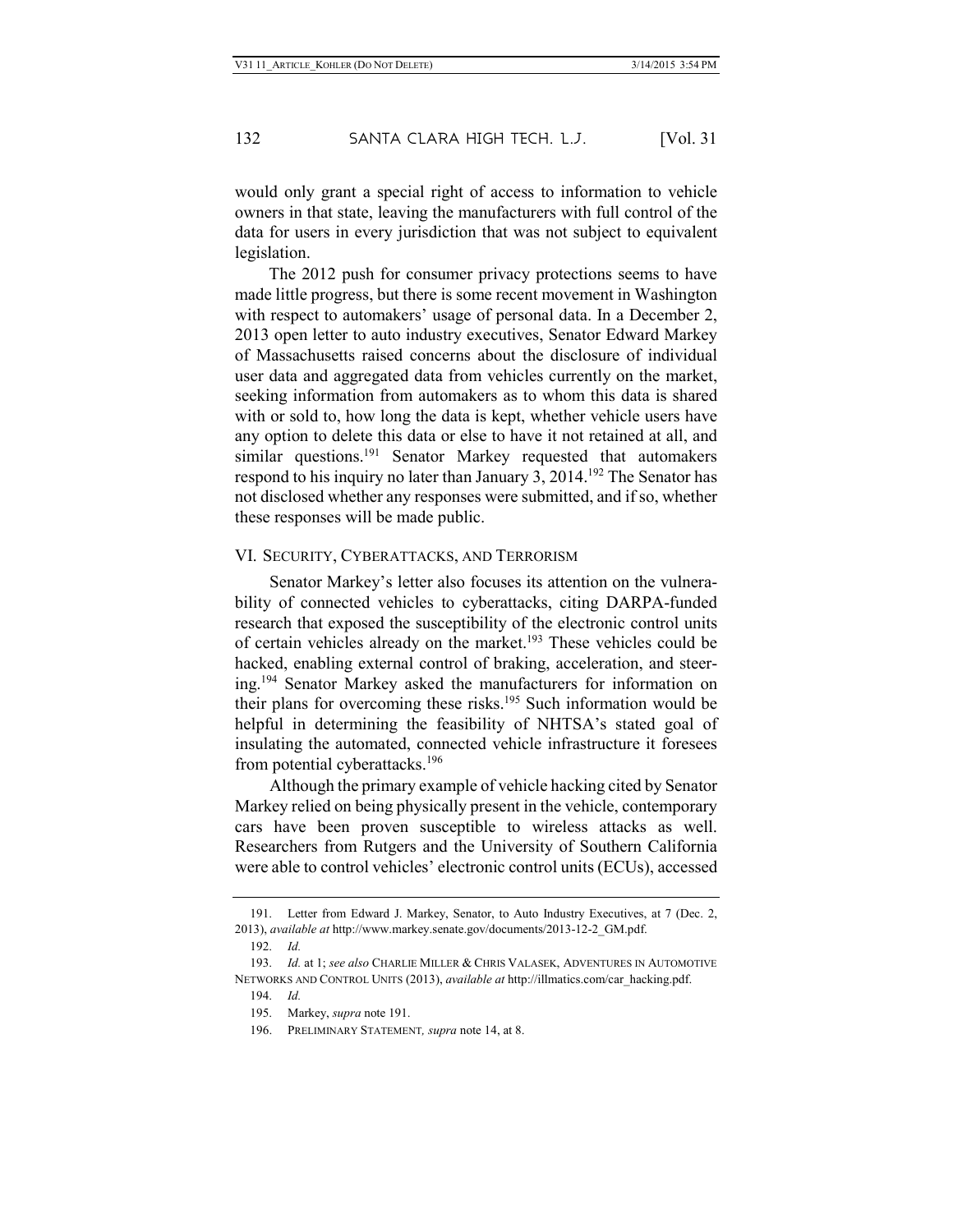would only grant a special right of access to information to vehicle owners in that state, leaving the manufacturers with full control of the data for users in every jurisdiction that was not subject to equivalent legislation.

The 2012 push for consumer privacy protections seems to have made little progress, but there is some recent movement in Washington with respect to automakers' usage of personal data. In a December 2, 2013 open letter to auto industry executives, Senator Edward Markey of Massachusetts raised concerns about the disclosure of individual user data and aggregated data from vehicles currently on the market, seeking information from automakers as to whom this data is shared with or sold to, how long the data is kept, whether vehicle users have any option to delete this data or else to have it not retained at all, and similar questions.[191] Senator Markey requested that automakers respond to his inquiry no later than January 3, 2014.[192] The Senator has not disclosed whether any responses were submitted, and if so, whether these responses will be made public.

## VI. SECURITY, CYBERATTACKS, AND TERRORISM

Senator Markey's letter also focuses its attention on the vulnerability of connected vehicles to cyberattacks, citing DARPA-funded research that exposed the susceptibility of the electronic control units of certain vehicles already on the market.[193] These vehicles could be hacked, enabling external control of braking, acceleration, and steering.[194] Senator Markey asked the manufacturers for information on their plans for overcoming these risks.[195] Such information would be helpful in determining the feasibility of NHTSA's stated goal of insulating the automated, connected vehicle infrastructure it foresees from potential cyberattacks.[196]

Although the primary example of vehicle hacking cited by Senator Markey relied on being physically present in the vehicle, contemporary cars have been proven susceptible to wireless attacks as well. Researchers from Rutgers and the University of Southern California were able to control vehicles' electronic control units (ECUs), accessed

---

191. Letter from Edward J. Markey, Senator, to Auto Industry Executives, at 7 (Dec. 2, 2013), *available at* http://www.markey.senate.gov/documents/2013-12-2_GM.pdf.

192. *Id.*

193. *Id.* at 1; *see also* CHARLIE MILLER & CHRIS VALASEK, ADVENTURES IN AUTOMOTIVE NETWORKS AND CONTROL UNITS (2013), *available at* http://illmatics.com/car_hacking.pdf.

194. *Id.*

195. Markey, *supra* note 191.

196. PRELIMINARY STATEMENT, *supra* note 14, at 8.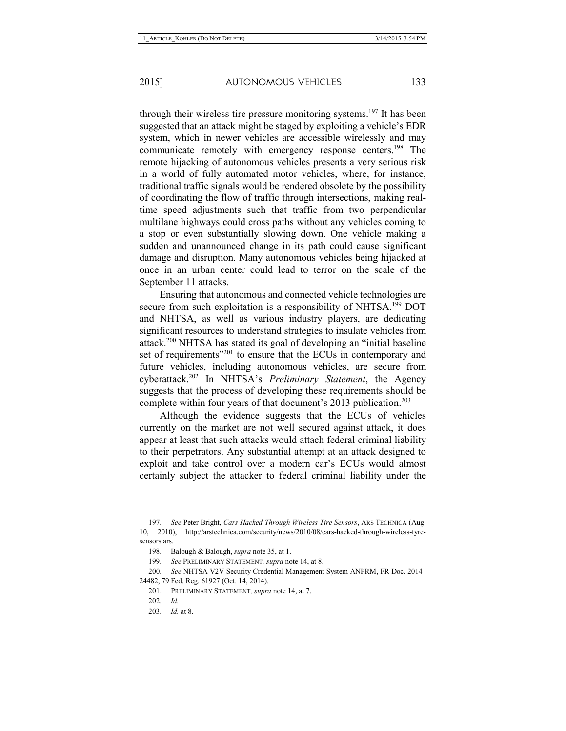through their wireless tire pressure monitoring systems.[197] It has been suggested that an attack might be staged by exploiting a vehicle's EDR system, which in newer vehicles are accessible wirelessly and may communicate remotely with emergency response centers.[198] The remote hijacking of autonomous vehicles presents a very serious risk in a world of fully automated motor vehicles, where, for instance, traditional traffic signals would be rendered obsolete by the possibility of coordinating the flow of traffic through intersections, making real-time speed adjustments such that traffic from two perpendicular multilane highways could cross paths without any vehicles coming to a stop or even substantially slowing down. One vehicle making a sudden and unannounced change in its path could cause significant damage and disruption. Many autonomous vehicles being hijacked at once in an urban center could lead to terror on the scale of the September 11 attacks.

Ensuring that autonomous and connected vehicle technologies are secure from such exploitation is a responsibility of NHTSA.[199] DOT and NHTSA, as well as various industry players, are dedicating significant resources to understand strategies to insulate vehicles from attack.[200] NHTSA has stated its goal of developing an "initial baseline set of requirements"[201] to ensure that the ECUs in contemporary and future vehicles, including autonomous vehicles, are secure from cyberattack.[202] In NHTSA's *Preliminary Statement*, the Agency suggests that the process of developing these requirements should be complete within four years of that document's 2013 publication.[203]

Although the evidence suggests that the ECUs of vehicles currently on the market are not well secured against attack, it does appear at least that such attacks would attach federal criminal liability to their perpetrators. Any substantial attempt at an attack designed to exploit and take control over a modern car's ECUs would almost certainly subject the attacker to federal criminal liability under the

---

197. *See* Peter Bright, *Cars Hacked Through Wireless Tire Sensors*, ARS TECHNICA (Aug. 10, 2010), http://arstechnica.com/security/news/2010/08/cars-hacked-through-wireless-tyre-sensors.ars.

198. Balough & Balough, *supra* note 35, at 1.

199. *See* PRELIMINARY STATEMENT, *supra* note 14, at 8.

200. *See* NHTSA V2V Security Credential Management System ANPRM, FR Doc. 2014–24482, 79 Fed. Reg. 61927 (Oct. 14, 2014).

201. PRELIMINARY STATEMENT, *supra* note 14, at 7.

202. *Id.*

203. *Id.* at 8.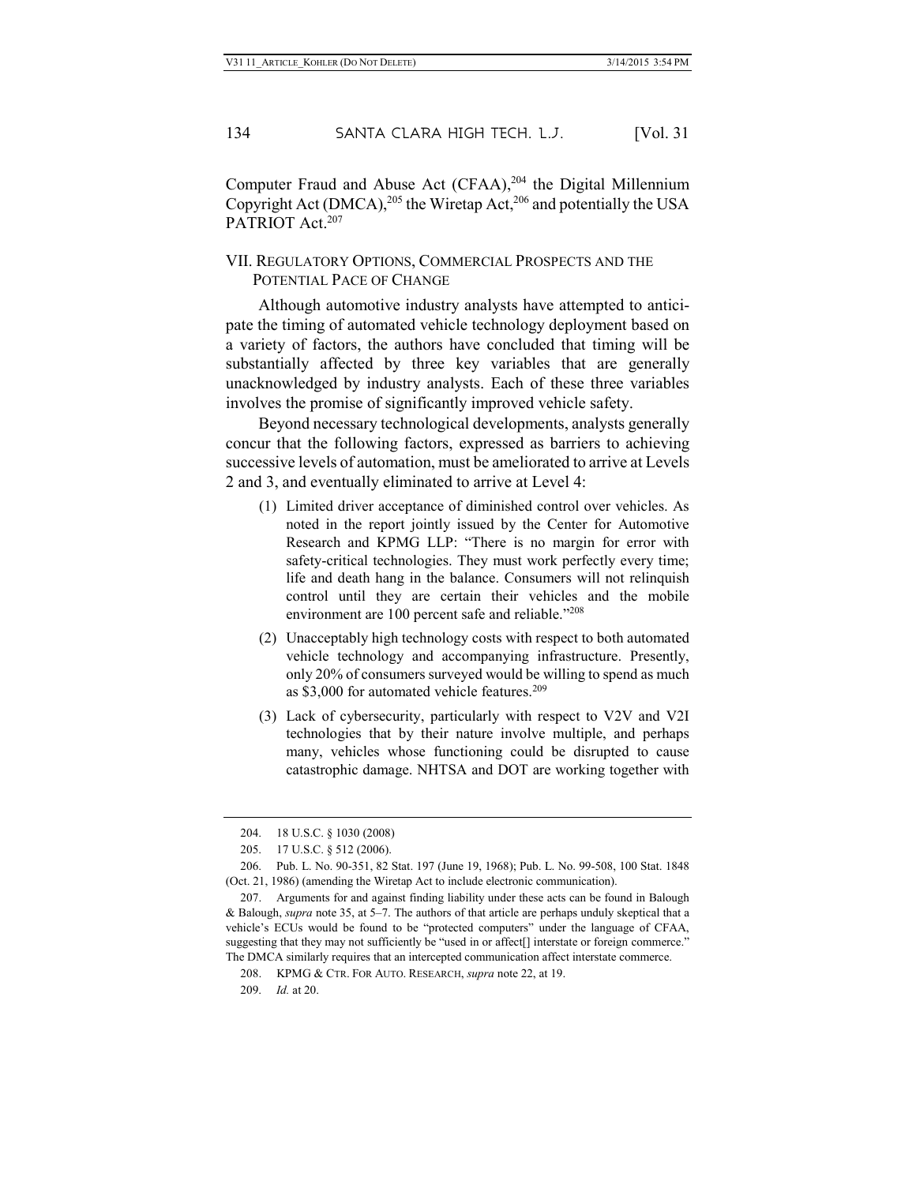Computer Fraud and Abuse Act (CFAA),[204] the Digital Millennium Copyright Act (DMCA),[205] the Wiretap Act,[206] and potentially the USA PATRIOT Act.[207]

## VII. Regulatory Options, Commercial Prospects and the Potential Pace of Change

Although automotive industry analysts have attempted to anticipate the timing of automated vehicle technology deployment based on a variety of factors, the authors have concluded that timing will be substantially affected by three key variables that are generally unacknowledged by industry analysts. Each of these three variables involves the promise of significantly improved vehicle safety.

Beyond necessary technological developments, analysts generally concur that the following factors, expressed as barriers to achieving successive levels of automation, must be ameliorated to arrive at Levels 2 and 3, and eventually eliminated to arrive at Level 4:

(1) Limited driver acceptance of diminished control over vehicles. As noted in the report jointly issued by the Center for Automotive Research and KPMG LLP: "There is no margin for error with safety-critical technologies. They must work perfectly every time; life and death hang in the balance. Consumers will not relinquish control until they are certain their vehicles and the mobile environment are 100 percent safe and reliable."[208]

(2) Unacceptably high technology costs with respect to both automated vehicle technology and accompanying infrastructure. Presently, only 20% of consumers surveyed would be willing to spend as much as $3,000 for automated vehicle features.[209]

(3) Lack of cybersecurity, particularly with respect to V2V and V2I technologies that by their nature involve multiple, and perhaps many, vehicles whose functioning could be disrupted to cause catastrophic damage. NHTSA and DOT are working together with

---

204. 18 U.S.C. § 1030 (2008)

205. 17 U.S.C. § 512 (2006).

206. Pub. L. No. 90-351, 82 Stat. 197 (June 19, 1968); Pub. L. No. 99-508, 100 Stat. 1848 (Oct. 21, 1986) (amending the Wiretap Act to include electronic communication).

207. Arguments for and against finding liability under these acts can be found in Balough & Balough, *supra* note 35, at 5–7. The authors of that article are perhaps unduly skeptical that a vehicle's ECUs would be found to be "protected computers" under the language of CFAA, suggesting that they may not sufficiently be "used in or affect[] interstate or foreign commerce." The DMCA similarly requires that an intercepted communication affect interstate commerce.

208. KPMG & Ctr. for Auto. Research, *supra* note 22, at 19.

209. *Id.* at 20.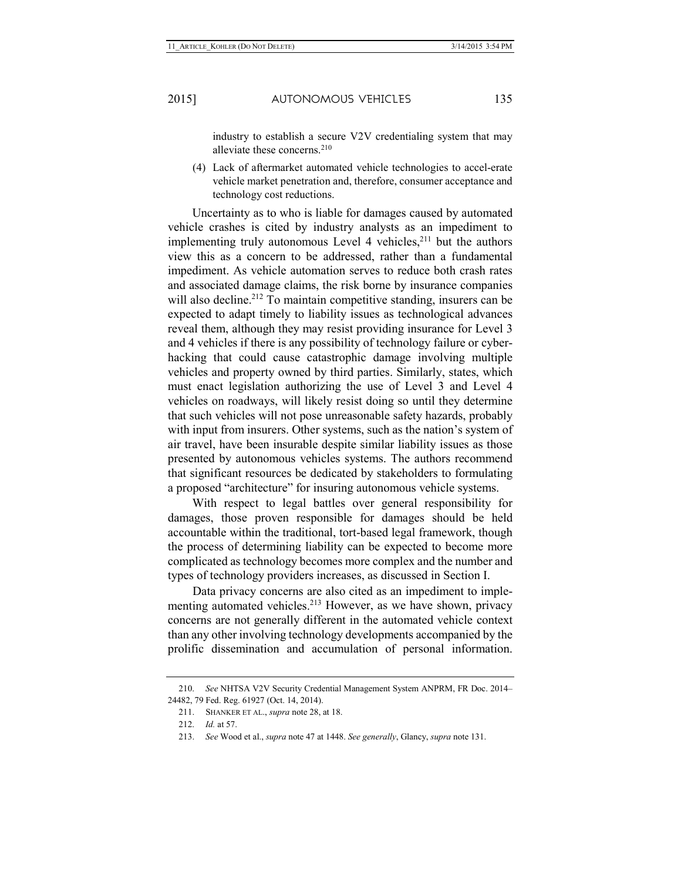industry to establish a secure V2V credentialing system that may alleviate these concerns.[210]

(4) Lack of aftermarket automated vehicle technologies to accel-erate vehicle market penetration and, therefore, consumer acceptance and technology cost reductions.

Uncertainty as to who is liable for damages caused by automated vehicle crashes is cited by industry analysts as an impediment to implementing truly autonomous Level 4 vehicles,[211] but the authors view this as a concern to be addressed, rather than a fundamental impediment. As vehicle automation serves to reduce both crash rates and associated damage claims, the risk borne by insurance companies will also decline.[212] To maintain competitive standing, insurers can be expected to adapt timely to liability issues as technological advances reveal them, although they may resist providing insurance for Level 3 and 4 vehicles if there is any possibility of technology failure or cyber-hacking that could cause catastrophic damage involving multiple vehicles and property owned by third parties. Similarly, states, which must enact legislation authorizing the use of Level 3 and Level 4 vehicles on roadways, will likely resist doing so until they determine that such vehicles will not pose unreasonable safety hazards, probably with input from insurers. Other systems, such as the nation's system of air travel, have been insurable despite similar liability issues as those presented by autonomous vehicles systems. The authors recommend that significant resources be dedicated by stakeholders to formulating a proposed "architecture" for insuring autonomous vehicle systems.

With respect to legal battles over general responsibility for damages, those proven responsible for damages should be held accountable within the traditional, tort-based legal framework, though the process of determining liability can be expected to become more complicated as technology becomes more complex and the number and types of technology providers increases, as discussed in Section I.

Data privacy concerns are also cited as an impediment to implementing automated vehicles.[213] However, as we have shown, privacy concerns are not generally different in the automated vehicle context than any other involving technology developments accompanied by the prolific dissemination and accumulation of personal information.

---

210. *See* NHTSA V2V Security Credential Management System ANPRM, FR Doc. 2014–24482, 79 Fed. Reg. 61927 (Oct. 14, 2014).

211. SHANKER ET AL., *supra* note 28, at 18.

212. *Id.* at 57.

213. *See* Wood et al., *supra* note 47 at 1448. *See generally*, Glancy, *supra* note 131.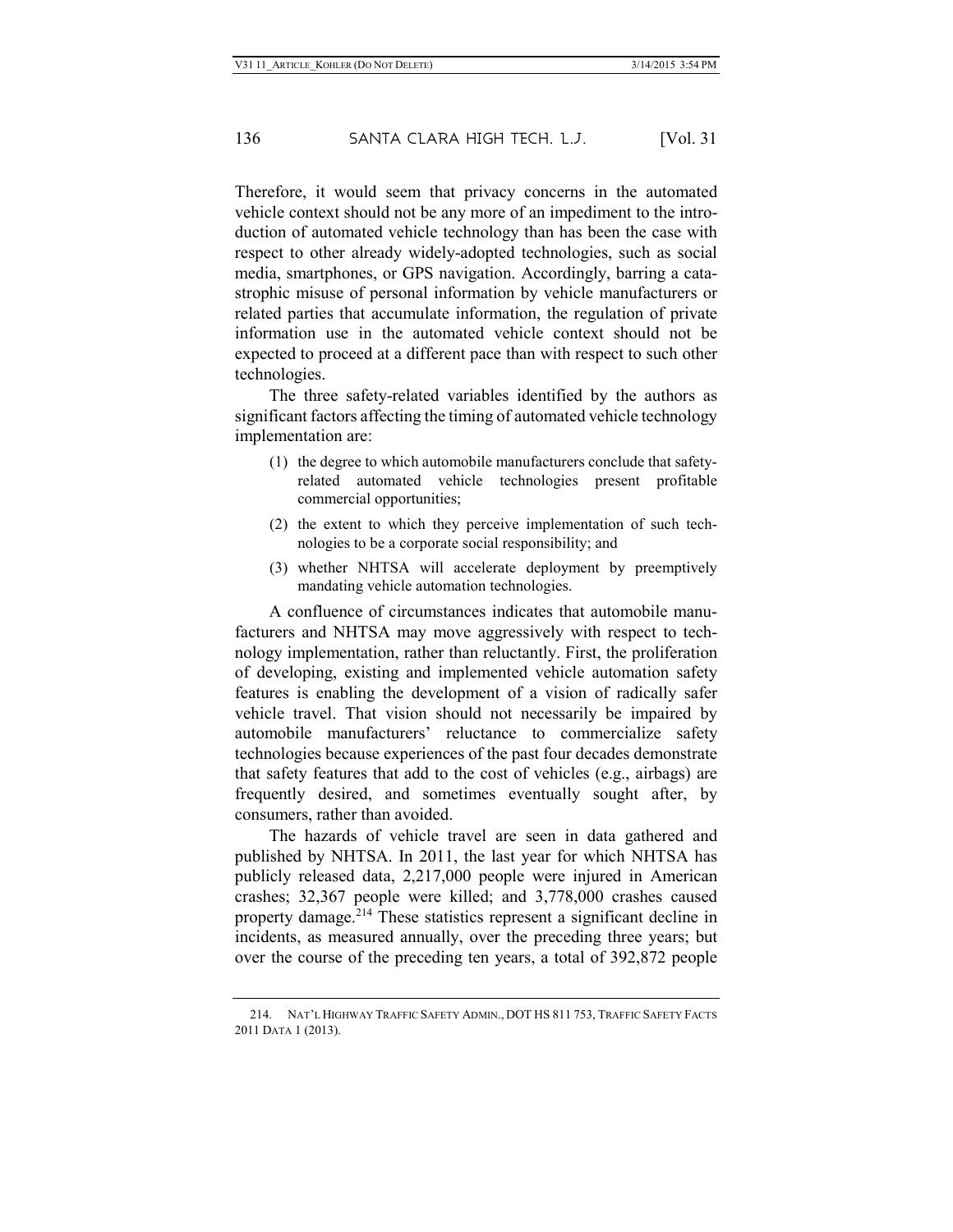Therefore, it would seem that privacy concerns in the automated vehicle context should not be any more of an impediment to the introduction of automated vehicle technology than has been the case with respect to other already widely-adopted technologies, such as social media, smartphones, or GPS navigation. Accordingly, barring a catastrophic misuse of personal information by vehicle manufacturers or related parties that accumulate information, the regulation of private information use in the automated vehicle context should not be expected to proceed at a different pace than with respect to such other technologies.

The three safety-related variables identified by the authors as significant factors affecting the timing of automated vehicle technology implementation are:

(1) the degree to which automobile manufacturers conclude that safety-related automated vehicle technologies present profitable commercial opportunities;

(2) the extent to which they perceive implementation of such technologies to be a corporate social responsibility; and

(3) whether NHTSA will accelerate deployment by preemptively mandating vehicle automation technologies.

A confluence of circumstances indicates that automobile manufacturers and NHTSA may move aggressively with respect to technology implementation, rather than reluctantly. First, the proliferation of developing, existing and implemented vehicle automation safety features is enabling the development of a vision of radically safer vehicle travel. That vision should not necessarily be impaired by automobile manufacturers' reluctance to commercialize safety technologies because experiences of the past four decades demonstrate that safety features that add to the cost of vehicles (e.g., airbags) are frequently desired, and sometimes eventually sought after, by consumers, rather than avoided.

The hazards of vehicle travel are seen in data gathered and published by NHTSA. In 2011, the last year for which NHTSA has publicly released data, 2,217,000 people were injured in American crashes; 32,367 people were killed; and 3,778,000 crashes caused property damage.[214] These statistics represent a significant decline in incidents, as measured annually, over the preceding three years; but over the course of the preceding ten years, a total of 392,872 people

214. NAT'L HIGHWAY TRAFFIC SAFETY ADMIN., DOT HS 811 753, TRAFFIC SAFETY FACTS 2011 DATA 1 (2013).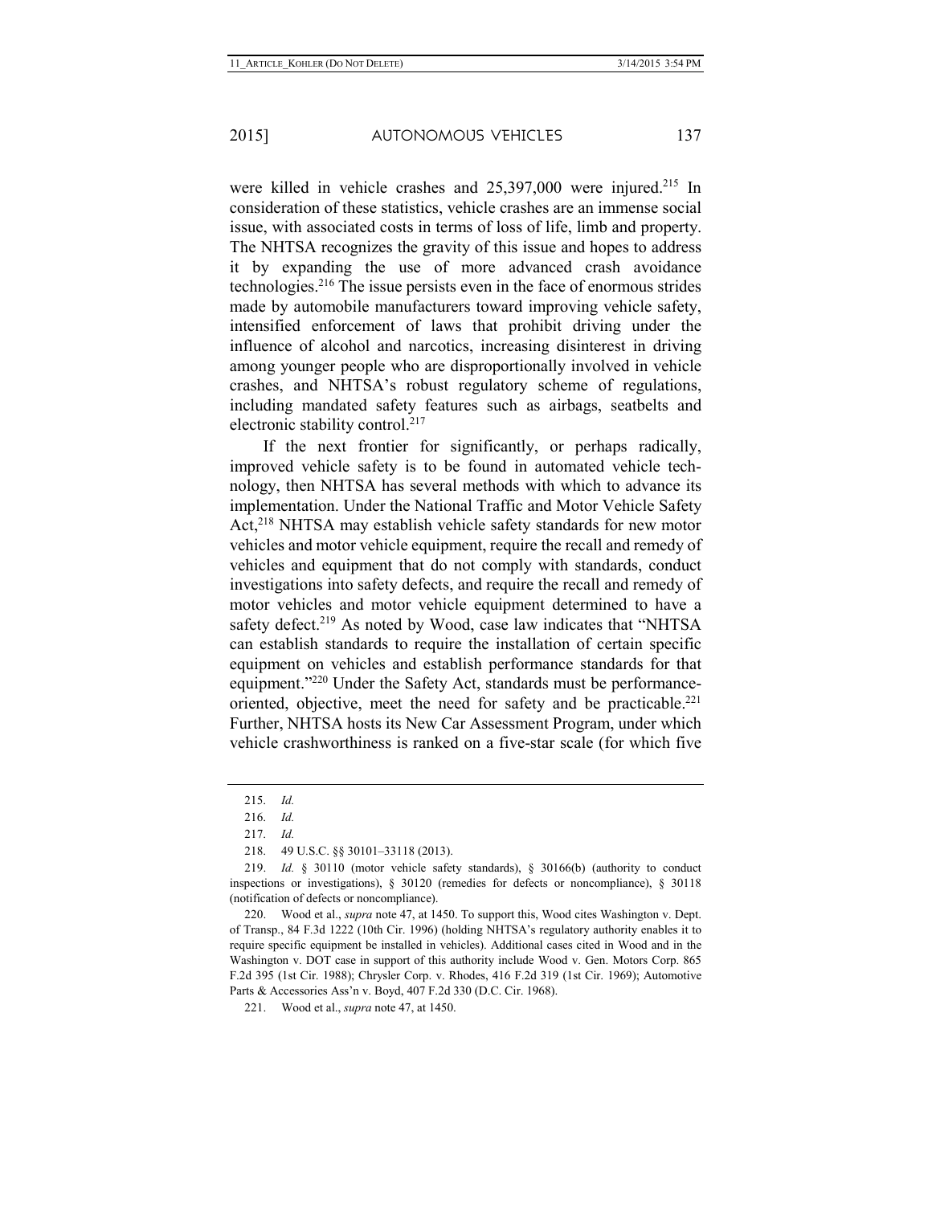were killed in vehicle crashes and 25,397,000 were injured.[215] In consideration of these statistics, vehicle crashes are an immense social issue, with associated costs in terms of loss of life, limb and property. The NHTSA recognizes the gravity of this issue and hopes to address it by expanding the use of more advanced crash avoidance technologies.[216] The issue persists even in the face of enormous strides made by automobile manufacturers toward improving vehicle safety, intensified enforcement of laws that prohibit driving under the influence of alcohol and narcotics, increasing disinterest in driving among younger people who are disproportionally involved in vehicle crashes, and NHTSA's robust regulatory scheme of regulations, including mandated safety features such as airbags, seatbelts and electronic stability control.[217]

If the next frontier for significantly, or perhaps radically, improved vehicle safety is to be found in automated vehicle technology, then NHTSA has several methods with which to advance its implementation. Under the National Traffic and Motor Vehicle Safety Act,[218] NHTSA may establish vehicle safety standards for new motor vehicles and motor vehicle equipment, require the recall and remedy of vehicles and equipment that do not comply with standards, conduct investigations into safety defects, and require the recall and remedy of motor vehicles and motor vehicle equipment determined to have a safety defect.[219] As noted by Wood, case law indicates that "NHTSA can establish standards to require the installation of certain specific equipment on vehicles and establish performance standards for that equipment."[220] Under the Safety Act, standards must be performance-oriented, objective, meet the need for safety and be practicable.[221] Further, NHTSA hosts its New Car Assessment Program, under which vehicle crashworthiness is ranked on a five-star scale (for which five

---

215. *Id.*

216. *Id.*

217. *Id.*

218. 49 U.S.C. §§ 30101–33118 (2013).

219. *Id.* § 30110 (motor vehicle safety standards), § 30166(b) (authority to conduct inspections or investigations), § 30120 (remedies for defects or noncompliance), § 30118 (notification of defects or noncompliance).

220. Wood et al., *supra* note 47, at 1450. To support this, Wood cites Washington v. Dept. of Transp., 84 F.3d 1222 (10th Cir. 1996) (holding NHTSA's regulatory authority enables it to require specific equipment be installed in vehicles). Additional cases cited in Wood and in the Washington v. DOT case in support of this authority include Wood v. Gen. Motors Corp. 865 F.2d 395 (1st Cir. 1988); Chrysler Corp. v. Rhodes, 416 F.2d 319 (1st Cir. 1969); Automotive Parts & Accessories Ass'n v. Boyd, 407 F.2d 330 (D.C. Cir. 1968).

221. Wood et al., *supra* note 47, at 1450.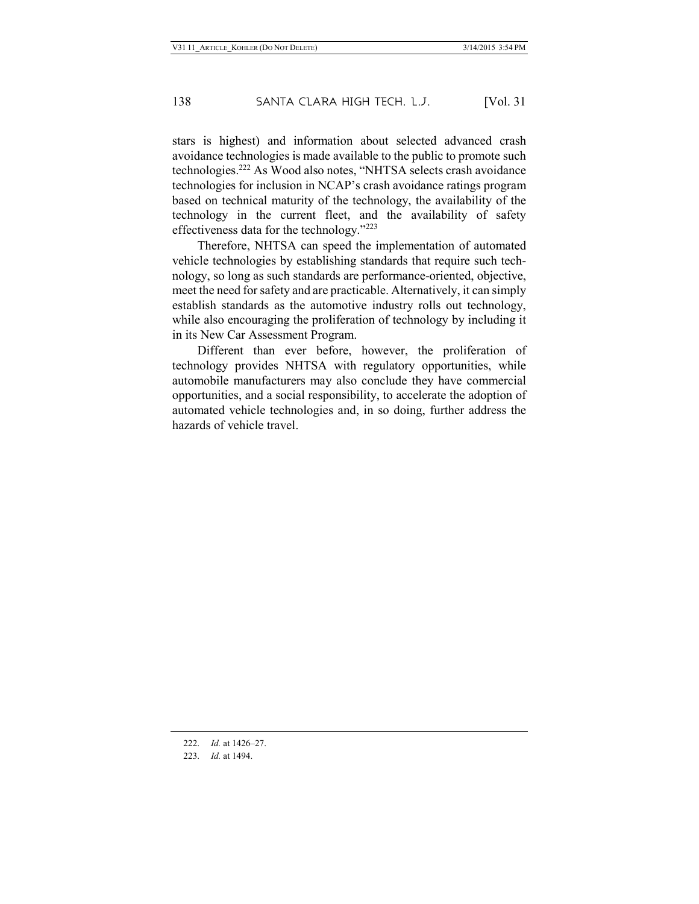stars is highest) and information about selected advanced crash avoidance technologies is made available to the public to promote such technologies.[222] As Wood also notes, "NHTSA selects crash avoidance technologies for inclusion in NCAP's crash avoidance ratings program based on technical maturity of the technology, the availability of the technology in the current fleet, and the availability of safety effectiveness data for the technology."[223]

Therefore, NHTSA can speed the implementation of automated vehicle technologies by establishing standards that require such technology, so long as such standards are performance-oriented, objective, meet the need for safety and are practicable. Alternatively, it can simply establish standards as the automotive industry rolls out technology, while also encouraging the proliferation of technology by including it in its New Car Assessment Program.

Different than ever before, however, the proliferation of technology provides NHTSA with regulatory opportunities, while automobile manufacturers may also conclude they have commercial opportunities, and a social responsibility, to accelerate the adoption of automated vehicle technologies and, in so doing, further address the hazards of vehicle travel.

---

222. *Id.* at 1426–27.

223. *Id.* at 1494.